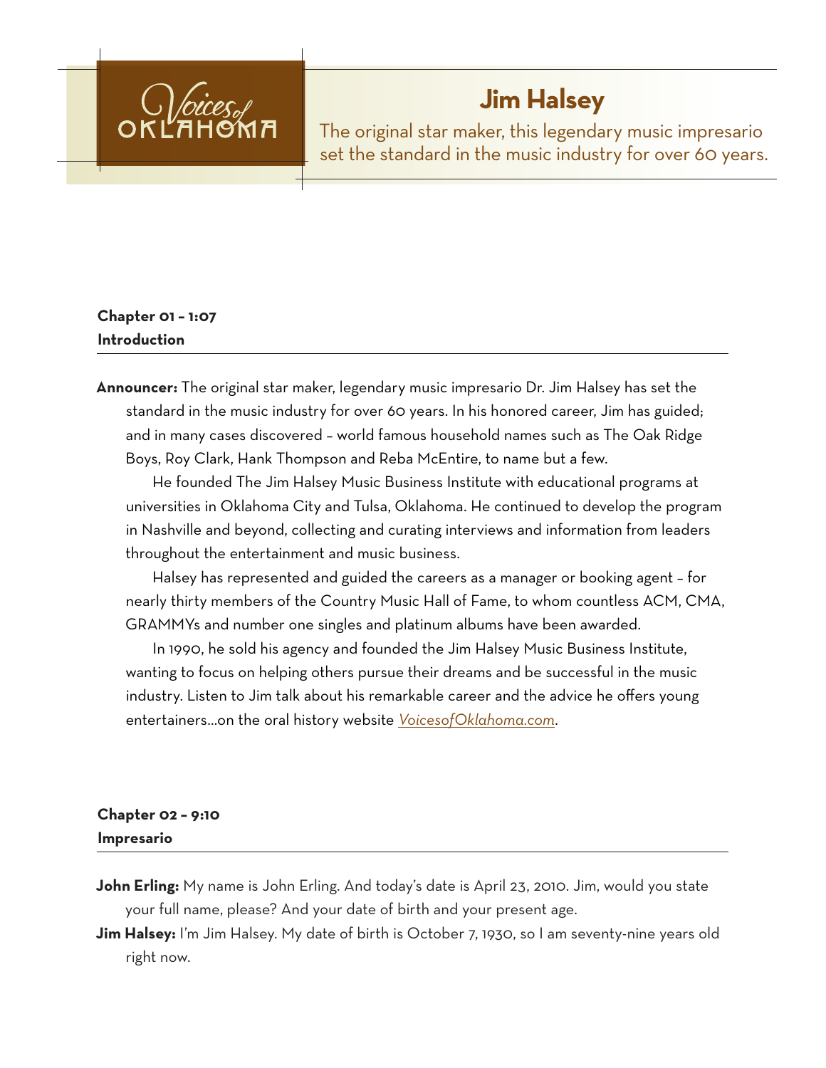# Jim Halsey

The original star maker, this legendary music impresario set the standard in the music industry for over 60 years.

**Chapter 01 – 1:07**
**Introduction**

**Announcer:** The original star maker, legendary music impresario Dr. Jim Halsey has set the standard in the music industry for over 60 years. In his honored career, Jim has guided; and in many cases discovered – world famous household names such as The Oak Ridge Boys, Roy Clark, Hank Thompson and Reba McEntire, to name but a few.

He founded The Jim Halsey Music Business Institute with educational programs at universities in Oklahoma City and Tulsa, Oklahoma. He continued to develop the program in Nashville and beyond, collecting and curating interviews and information from leaders throughout the entertainment and music business.

Halsey has represented and guided the careers as a manager or booking agent – for nearly thirty members of the Country Music Hall of Fame, to whom countless ACM, CMA, GRAMMYs and number one singles and platinum albums have been awarded.

In 1990, he sold his agency and founded the Jim Halsey Music Business Institute, wanting to focus on helping others pursue their dreams and be successful in the music industry. Listen to Jim talk about his remarkable career and the advice he offers young entertainers…on the oral history website *VoicesofOklahoma.com*.

**Chapter 02 – 9:10**
**Impresario**

**John Erling:** My name is John Erling. And today's date is April 23, 2010. Jim, would you state your full name, please? And your date of birth and your present age.

**Jim Halsey:** I'm Jim Halsey. My date of birth is October 7, 1930, so I am seventy-nine years old right now.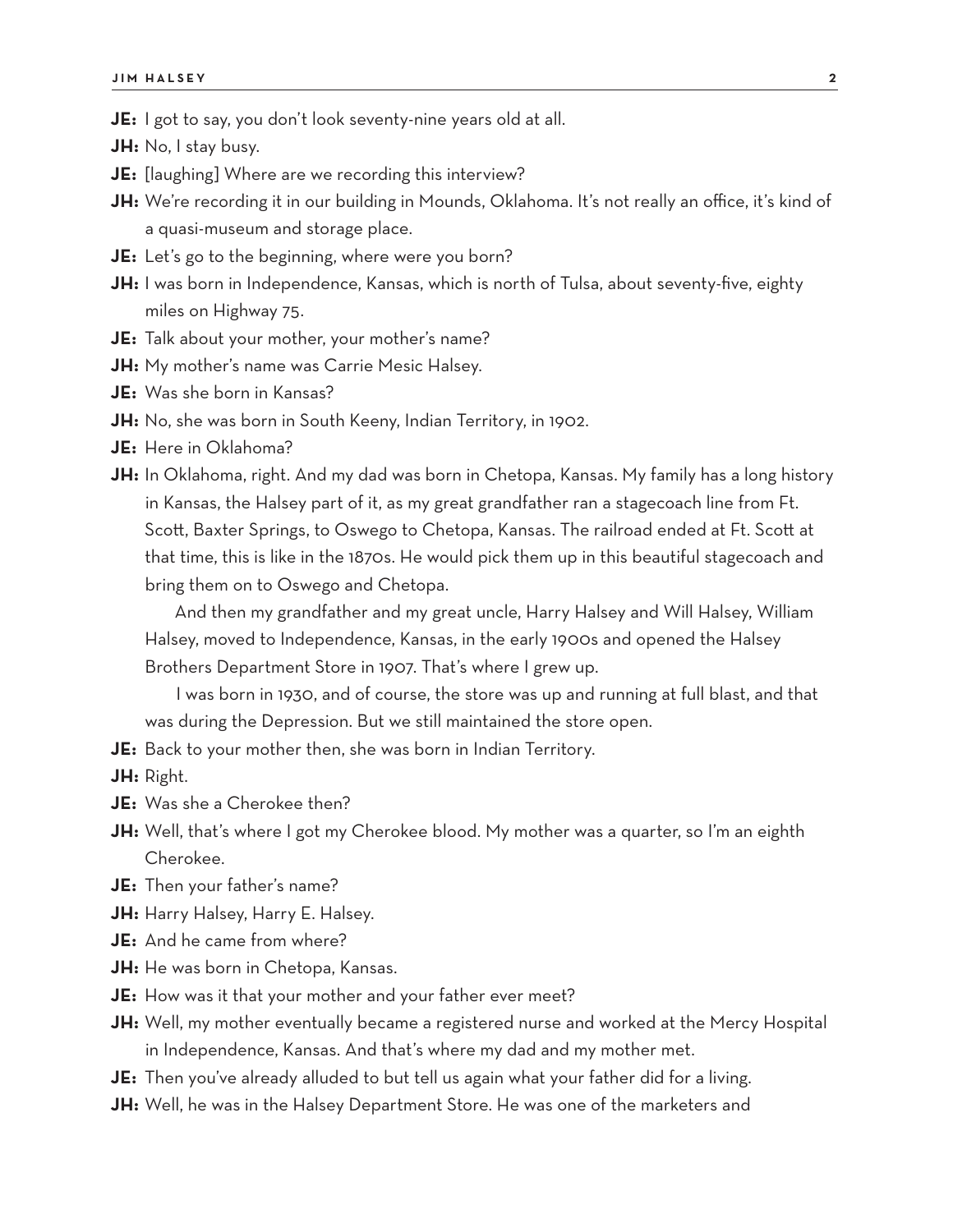**JE:** I got to say, you don't look seventy-nine years old at all.

**JH:** No, I stay busy.

**JE:** [laughing] Where are we recording this interview?

**JH:** We're recording it in our building in Mounds, Oklahoma. It's not really an office, it's kind of a quasi-museum and storage place.

**JE:** Let's go to the beginning, where were you born?

**JH:** I was born in Independence, Kansas, which is north of Tulsa, about seventy-five, eighty miles on Highway 75.

**JE:** Talk about your mother, your mother's name?

**JH:** My mother's name was Carrie Mesic Halsey.

**JE:** Was she born in Kansas?

**JH:** No, she was born in South Keeny, Indian Territory, in 1902.

**JE:** Here in Oklahoma?

**JH:** In Oklahoma, right. And my dad was born in Chetopa, Kansas. My family has a long history in Kansas, the Halsey part of it, as my great grandfather ran a stagecoach line from Ft. Scott, Baxter Springs, to Oswego to Chetopa, Kansas. The railroad ended at Ft. Scott at that time, this is like in the 1870s. He would pick them up in this beautiful stagecoach and bring them on to Oswego and Chetopa.

And then my grandfather and my great uncle, Harry Halsey and Will Halsey, William Halsey, moved to Independence, Kansas, in the early 1900s and opened the Halsey Brothers Department Store in 1907. That's where I grew up.

I was born in 1930, and of course, the store was up and running at full blast, and that was during the Depression. But we still maintained the store open.

**JE:** Back to your mother then, she was born in Indian Territory.

**JH:** Right.

**JE:** Was she a Cherokee then?

**JH:** Well, that's where I got my Cherokee blood. My mother was a quarter, so I'm an eighth Cherokee.

**JE:** Then your father's name?

**JH:** Harry Halsey, Harry E. Halsey.

**JE:** And he came from where?

**JH:** He was born in Chetopa, Kansas.

**JE:** How was it that your mother and your father ever meet?

**JH:** Well, my mother eventually became a registered nurse and worked at the Mercy Hospital in Independence, Kansas. And that's where my dad and my mother met.

**JE:** Then you've already alluded to but tell us again what your father did for a living.

**JH:** Well, he was in the Halsey Department Store. He was one of the marketers and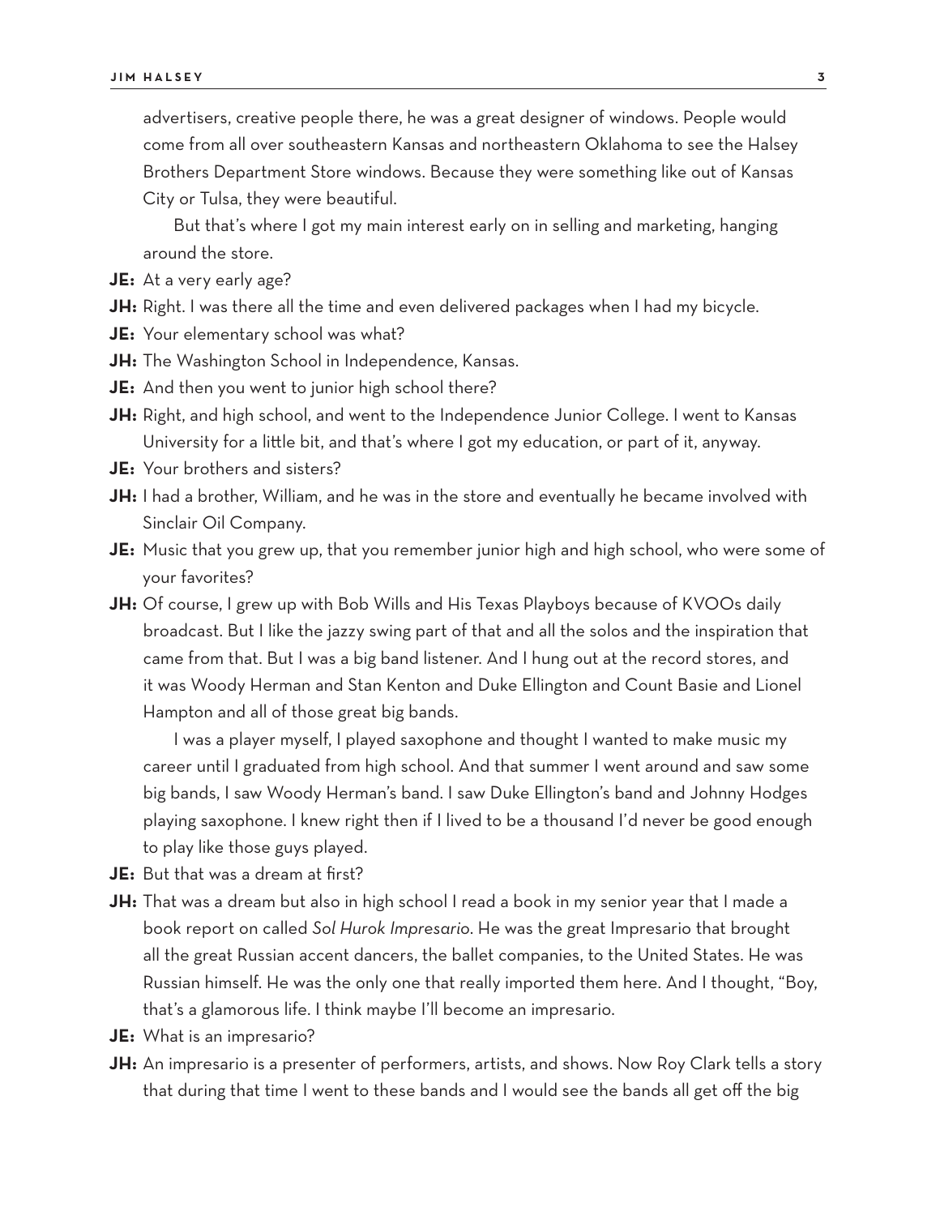advertisers, creative people there, he was a great designer of windows. People would come from all over southeastern Kansas and northeastern Oklahoma to see the Halsey Brothers Department Store windows. Because they were something like out of Kansas City or Tulsa, they were beautiful.

But that's where I got my main interest early on in selling and marketing, hanging around the store.

**JE:** At a very early age?

**JH:** Right. I was there all the time and even delivered packages when I had my bicycle.

**JE:** Your elementary school was what?

**JH:** The Washington School in Independence, Kansas.

**JE:** And then you went to junior high school there?

**JH:** Right, and high school, and went to the Independence Junior College. I went to Kansas University for a little bit, and that's where I got my education, or part of it, anyway.

**JE:** Your brothers and sisters?

**JH:** I had a brother, William, and he was in the store and eventually he became involved with Sinclair Oil Company.

**JE:** Music that you grew up, that you remember junior high and high school, who were some of your favorites?

**JH:** Of course, I grew up with Bob Wills and His Texas Playboys because of KVOOs daily broadcast. But I like the jazzy swing part of that and all the solos and the inspiration that came from that. But I was a big band listener. And I hung out at the record stores, and it was Woody Herman and Stan Kenton and Duke Ellington and Count Basie and Lionel Hampton and all of those great big bands.

I was a player myself, I played saxophone and thought I wanted to make music my career until I graduated from high school. And that summer I went around and saw some big bands, I saw Woody Herman's band. I saw Duke Ellington's band and Johnny Hodges playing saxophone. I knew right then if I lived to be a thousand I'd never be good enough to play like those guys played.

**JE:** But that was a dream at first?

**JH:** That was a dream but also in high school I read a book in my senior year that I made a book report on called *Sol Hurok Impresario*. He was the great Impresario that brought all the great Russian accent dancers, the ballet companies, to the United States. He was Russian himself. He was the only one that really imported them here. And I thought, "Boy, that's a glamorous life. I think maybe I'll become an impresario.

**JE:** What is an impresario?

**JH:** An impresario is a presenter of performers, artists, and shows. Now Roy Clark tells a story that during that time I went to these bands and I would see the bands all get off the big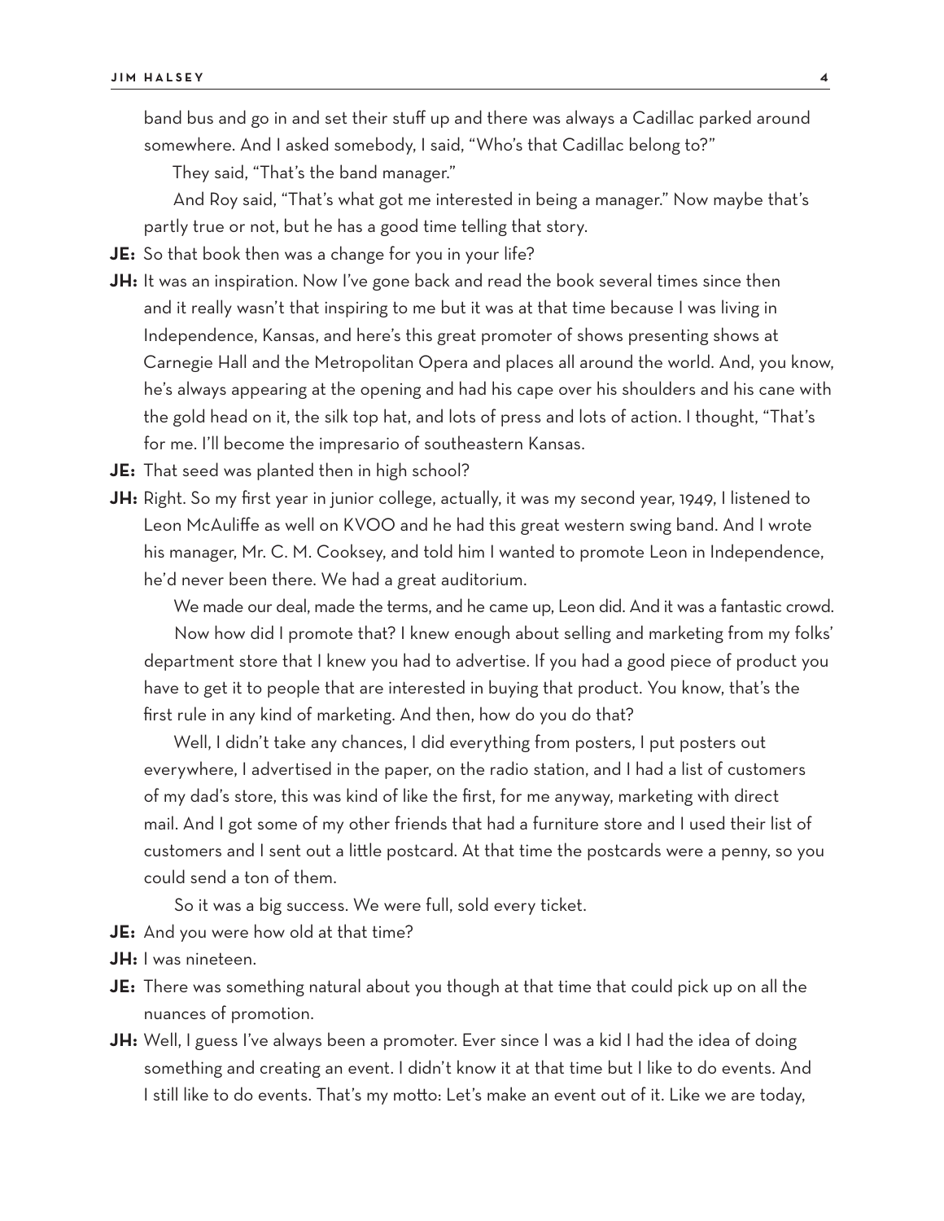band bus and go in and set their stuff up and there was always a Cadillac parked around somewhere. And I asked somebody, I said, "Who's that Cadillac belong to?"

They said, "That's the band manager."

And Roy said, "That's what got me interested in being a manager." Now maybe that's partly true or not, but he has a good time telling that story.

**JE:** So that book then was a change for you in your life?

**JH:** It was an inspiration. Now I've gone back and read the book several times since then and it really wasn't that inspiring to me but it was at that time because I was living in Independence, Kansas, and here's this great promoter of shows presenting shows at Carnegie Hall and the Metropolitan Opera and places all around the world. And, you know, he's always appearing at the opening and had his cape over his shoulders and his cane with the gold head on it, the silk top hat, and lots of press and lots of action. I thought, "That's for me. I'll become the impresario of southeastern Kansas.

**JE:** That seed was planted then in high school?

**JH:** Right. So my first year in junior college, actually, it was my second year, 1949, I listened to Leon McAuliffe as well on KVOO and he had this great western swing band. And I wrote his manager, Mr. C. M. Cooksey, and told him I wanted to promote Leon in Independence, he'd never been there. We had a great auditorium.

We made our deal, made the terms, and he came up, Leon did. And it was a fantastic crowd.

Now how did I promote that? I knew enough about selling and marketing from my folks' department store that I knew you had to advertise. If you had a good piece of product you have to get it to people that are interested in buying that product. You know, that's the first rule in any kind of marketing. And then, how do you do that?

Well, I didn't take any chances, I did everything from posters, I put posters out everywhere, I advertised in the paper, on the radio station, and I had a list of customers of my dad's store, this was kind of like the first, for me anyway, marketing with direct mail. And I got some of my other friends that had a furniture store and I used their list of customers and I sent out a little postcard. At that time the postcards were a penny, so you could send a ton of them.

So it was a big success. We were full, sold every ticket.

**JE:** And you were how old at that time?

**JH:** I was nineteen.

**JE:** There was something natural about you though at that time that could pick up on all the nuances of promotion.

**JH:** Well, I guess I've always been a promoter. Ever since I was a kid I had the idea of doing something and creating an event. I didn't know it at that time but I like to do events. And I still like to do events. That's my motto: Let's make an event out of it. Like we are today,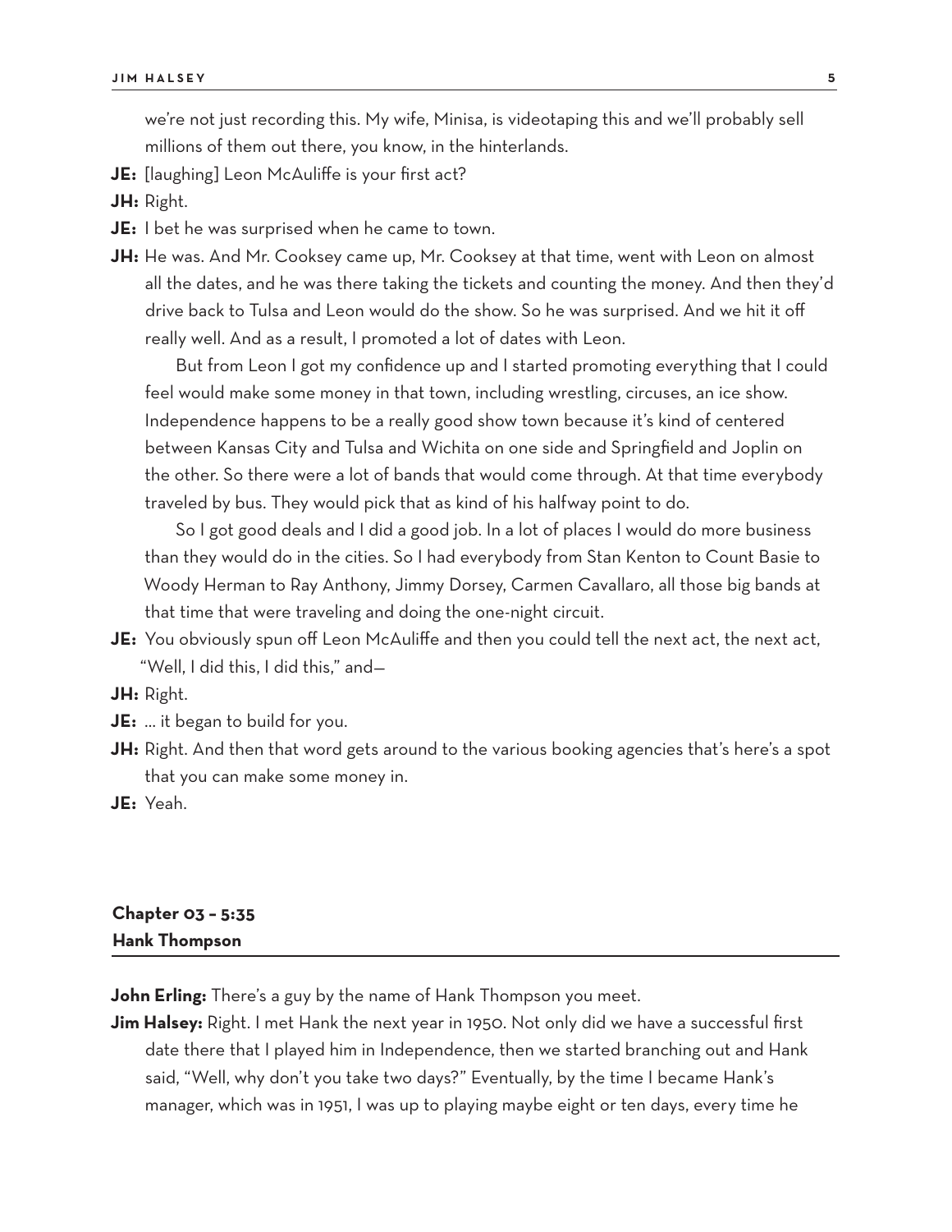we're not just recording this. My wife, Minisa, is videotaping this and we'll probably sell millions of them out there, you know, in the hinterlands.

**JE:** [laughing] Leon McAuliffe is your first act?

**JH:** Right.

**JE:** I bet he was surprised when he came to town.

**JH:** He was. And Mr. Cooksey came up, Mr. Cooksey at that time, went with Leon on almost all the dates, and he was there taking the tickets and counting the money. And then they'd drive back to Tulsa and Leon would do the show. So he was surprised. And we hit it off really well. And as a result, I promoted a lot of dates with Leon.

But from Leon I got my confidence up and I started promoting everything that I could feel would make some money in that town, including wrestling, circuses, an ice show. Independence happens to be a really good show town because it's kind of centered between Kansas City and Tulsa and Wichita on one side and Springfield and Joplin on the other. So there were a lot of bands that would come through. At that time everybody traveled by bus. They would pick that as kind of his halfway point to do.

So I got good deals and I did a good job. In a lot of places I would do more business than they would do in the cities. So I had everybody from Stan Kenton to Count Basie to Woody Herman to Ray Anthony, Jimmy Dorsey, Carmen Cavallaro, all those big bands at that time that were traveling and doing the one-night circuit.

**JE:** You obviously spun off Leon McAuliffe and then you could tell the next act, the next act, "Well, I did this, I did this," and—

**JH:** Right.

**JE:** … it began to build for you.

**JH:** Right. And then that word gets around to the various booking agencies that's here's a spot that you can make some money in.

**JE:** Yeah.

## Chapter 03 – 5:35
## Hank Thompson

**John Erling:** There's a guy by the name of Hank Thompson you meet.

**Jim Halsey:** Right. I met Hank the next year in 1950. Not only did we have a successful first date there that I played him in Independence, then we started branching out and Hank said, "Well, why don't you take two days?" Eventually, by the time I became Hank's manager, which was in 1951, I was up to playing maybe eight or ten days, every time he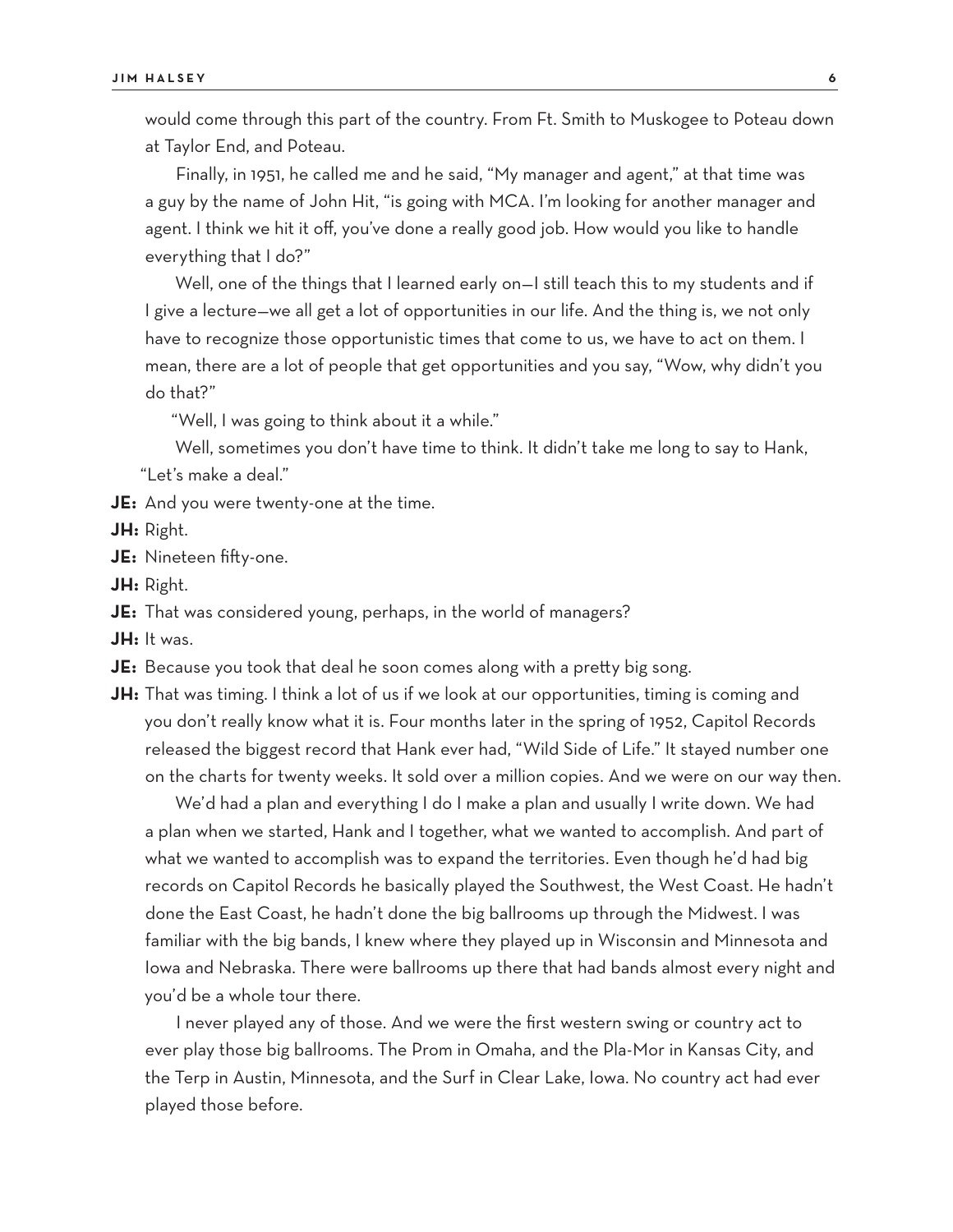would come through this part of the country. From Ft. Smith to Muskogee to Poteau down at Taylor End, and Poteau.

Finally, in 1951, he called me and he said, "My manager and agent," at that time was a guy by the name of John Hit, "is going with MCA. I'm looking for another manager and agent. I think we hit it off, you've done a really good job. How would you like to handle everything that I do?"

Well, one of the things that I learned early on—I still teach this to my students and if I give a lecture—we all get a lot of opportunities in our life. And the thing is, we not only have to recognize those opportunistic times that come to us, we have to act on them. I mean, there are a lot of people that get opportunities and you say, "Wow, why didn't you do that?"

"Well, I was going to think about it a while."

Well, sometimes you don't have time to think. It didn't take me long to say to Hank, "Let's make a deal."

**JE:** And you were twenty-one at the time.

**JH:** Right.

**JE:** Nineteen fifty-one.

**JH:** Right.

**JE:** That was considered young, perhaps, in the world of managers?

**JH:** It was.

**JE:** Because you took that deal he soon comes along with a pretty big song.

**JH:** That was timing. I think a lot of us if we look at our opportunities, timing is coming and you don't really know what it is. Four months later in the spring of 1952, Capitol Records released the biggest record that Hank ever had, "Wild Side of Life." It stayed number one on the charts for twenty weeks. It sold over a million copies. And we were on our way then.

We'd had a plan and everything I do I make a plan and usually I write down. We had a plan when we started, Hank and I together, what we wanted to accomplish. And part of what we wanted to accomplish was to expand the territories. Even though he'd had big records on Capitol Records he basically played the Southwest, the West Coast. He hadn't done the East Coast, he hadn't done the big ballrooms up through the Midwest. I was familiar with the big bands, I knew where they played up in Wisconsin and Minnesota and Iowa and Nebraska. There were ballrooms up there that had bands almost every night and you'd be a whole tour there.

I never played any of those. And we were the first western swing or country act to ever play those big ballrooms. The Prom in Omaha, and the Pla-Mor in Kansas City, and the Terp in Austin, Minnesota, and the Surf in Clear Lake, Iowa. No country act had ever played those before.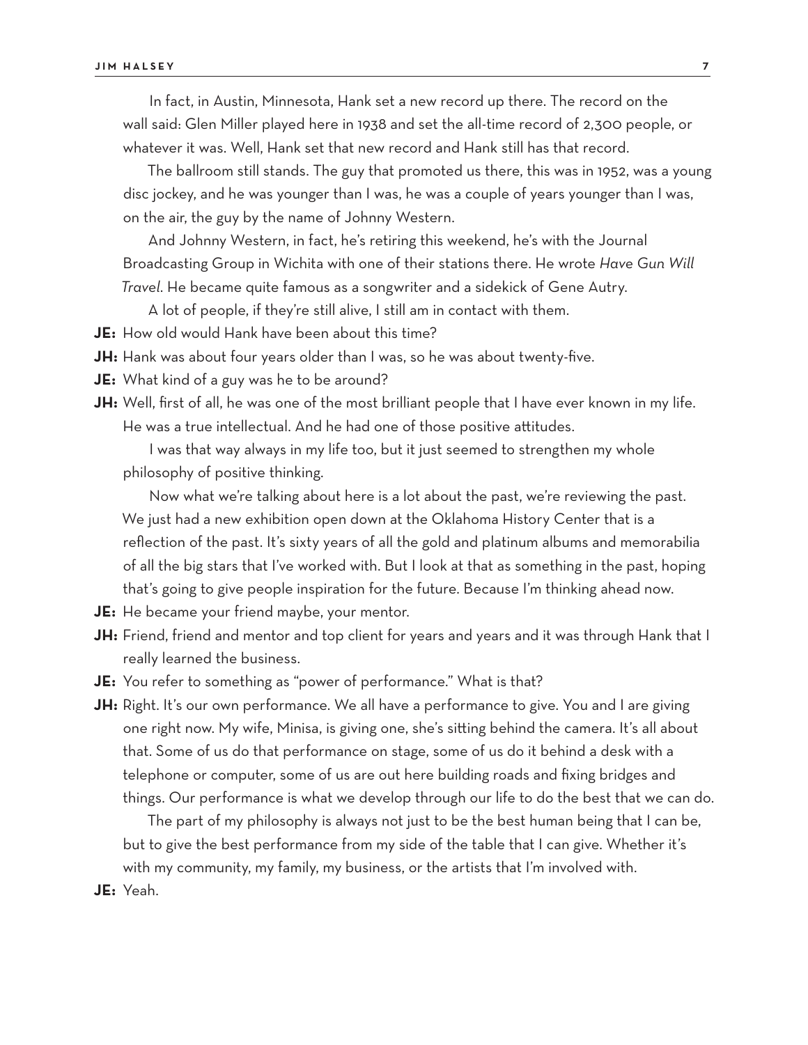In fact, in Austin, Minnesota, Hank set a new record up there. The record on the wall said: Glen Miller played here in 1938 and set the all-time record of 2,300 people, or whatever it was. Well, Hank set that new record and Hank still has that record.

The ballroom still stands. The guy that promoted us there, this was in 1952, was a young disc jockey, and he was younger than I was, he was a couple of years younger than I was, on the air, the guy by the name of Johnny Western.

And Johnny Western, in fact, he's retiring this weekend, he's with the Journal Broadcasting Group in Wichita with one of their stations there. He wrote *Have Gun Will Travel*. He became quite famous as a songwriter and a sidekick of Gene Autry.

A lot of people, if they're still alive, I still am in contact with them.

**JE:** How old would Hank have been about this time?

**JH:** Hank was about four years older than I was, so he was about twenty-five.

**JE:** What kind of a guy was he to be around?

**JH:** Well, first of all, he was one of the most brilliant people that I have ever known in my life. He was a true intellectual. And he had one of those positive attitudes.

I was that way always in my life too, but it just seemed to strengthen my whole philosophy of positive thinking.

Now what we're talking about here is a lot about the past, we're reviewing the past. We just had a new exhibition open down at the Oklahoma History Center that is a reflection of the past. It's sixty years of all the gold and platinum albums and memorabilia of all the big stars that I've worked with. But I look at that as something in the past, hoping that's going to give people inspiration for the future. Because I'm thinking ahead now.

**JE:** He became your friend maybe, your mentor.

**JH:** Friend, friend and mentor and top client for years and years and it was through Hank that I really learned the business.

**JE:** You refer to something as "power of performance." What is that?

**JH:** Right. It's our own performance. We all have a performance to give. You and I are giving one right now. My wife, Minisa, is giving one, she's sitting behind the camera. It's all about that. Some of us do that performance on stage, some of us do it behind a desk with a telephone or computer, some of us are out here building roads and fixing bridges and things. Our performance is what we develop through our life to do the best that we can do.

The part of my philosophy is always not just to be the best human being that I can be, but to give the best performance from my side of the table that I can give. Whether it's with my community, my family, my business, or the artists that I'm involved with.

**JE:** Yeah.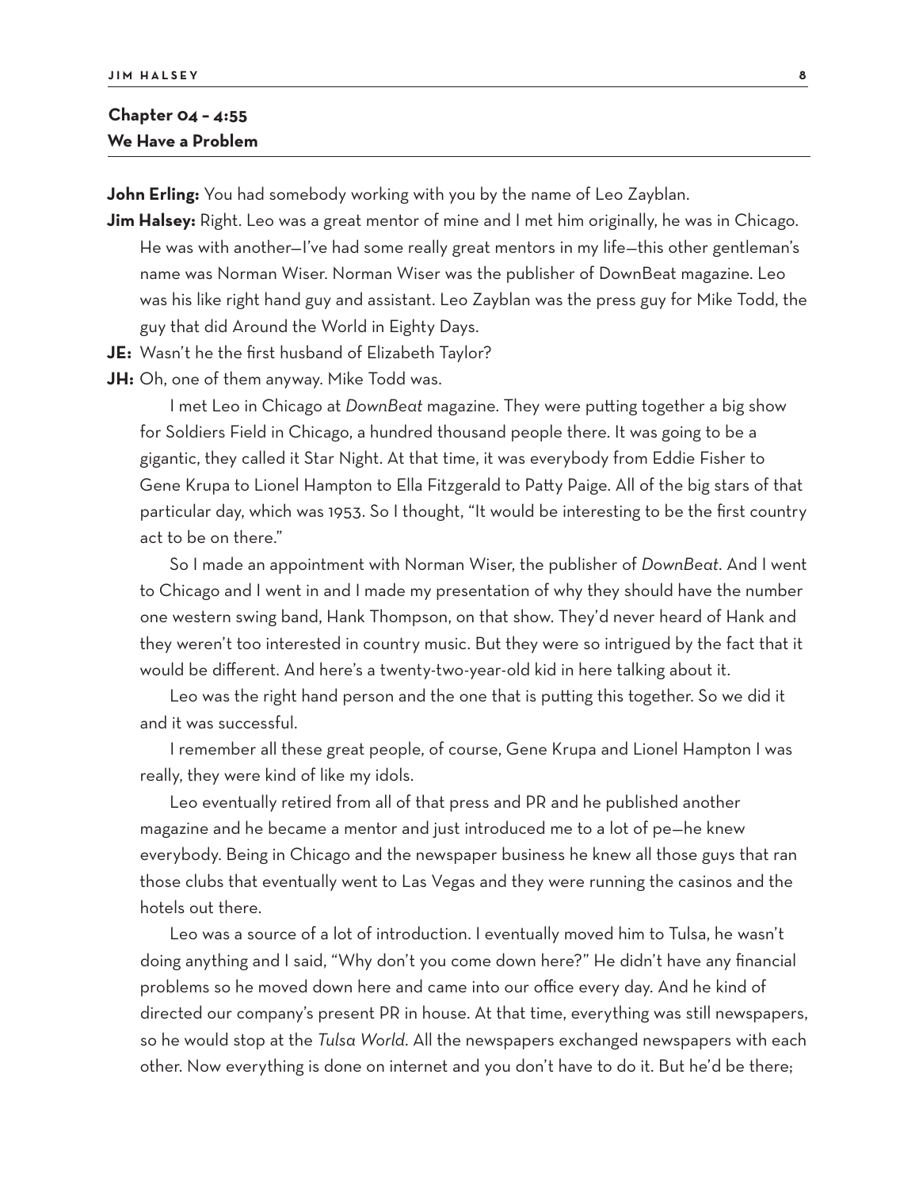## Chapter 04 – 4:55
## We Have a Problem

**John Erling:** You had somebody working with you by the name of Leo Zayblan.

**Jim Halsey:** Right. Leo was a great mentor of mine and I met him originally, he was in Chicago. He was with another—I've had some really great mentors in my life—this other gentleman's name was Norman Wiser. Norman Wiser was the publisher of DownBeat magazine. Leo was his like right hand guy and assistant. Leo Zayblan was the press guy for Mike Todd, the guy that did Around the World in Eighty Days.

**JE:** Wasn't he the first husband of Elizabeth Taylor?

**JH:** Oh, one of them anyway. Mike Todd was.

I met Leo in Chicago at *DownBeat* magazine. They were putting together a big show for Soldiers Field in Chicago, a hundred thousand people there. It was going to be a gigantic, they called it Star Night. At that time, it was everybody from Eddie Fisher to Gene Krupa to Lionel Hampton to Ella Fitzgerald to Patty Paige. All of the big stars of that particular day, which was 1953. So I thought, "It would be interesting to be the first country act to be on there."

So I made an appointment with Norman Wiser, the publisher of *DownBeat*. And I went to Chicago and I went in and I made my presentation of why they should have the number one western swing band, Hank Thompson, on that show. They'd never heard of Hank and they weren't too interested in country music. But they were so intrigued by the fact that it would be different. And here's a twenty-two-year-old kid in here talking about it.

Leo was the right hand person and the one that is putting this together. So we did it and it was successful.

I remember all these great people, of course, Gene Krupa and Lionel Hampton I was really, they were kind of like my idols.

Leo eventually retired from all of that press and PR and he published another magazine and he became a mentor and just introduced me to a lot of pe—he knew everybody. Being in Chicago and the newspaper business he knew all those guys that ran those clubs that eventually went to Las Vegas and they were running the casinos and the hotels out there.

Leo was a source of a lot of introduction. I eventually moved him to Tulsa, he wasn't doing anything and I said, "Why don't you come down here?" He didn't have any financial problems so he moved down here and came into our office every day. And he kind of directed our company's present PR in house. At that time, everything was still newspapers, so he would stop at the *Tulsa World*. All the newspapers exchanged newspapers with each other. Now everything is done on internet and you don't have to do it. But he'd be there;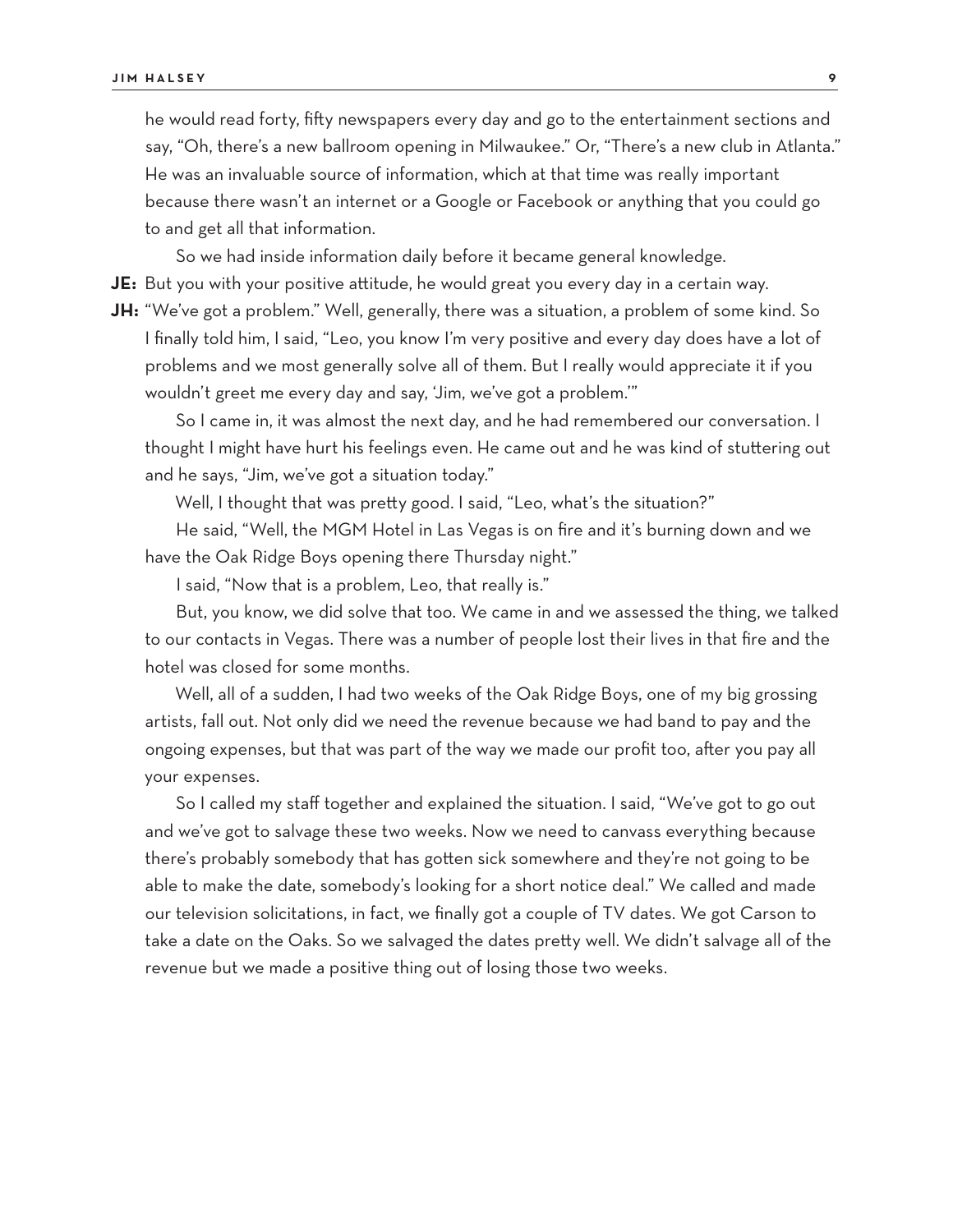he would read forty, fifty newspapers every day and go to the entertainment sections and say, "Oh, there's a new ballroom opening in Milwaukee." Or, "There's a new club in Atlanta." He was an invaluable source of information, which at that time was really important because there wasn't an internet or a Google or Facebook or anything that you could go to and get all that information.

So we had inside information daily before it became general knowledge.

**JE:** But you with your positive attitude, he would great you every day in a certain way.

**JH:** "We've got a problem." Well, generally, there was a situation, a problem of some kind. So I finally told him, I said, "Leo, you know I'm very positive and every day does have a lot of problems and we most generally solve all of them. But I really would appreciate it if you wouldn't greet me every day and say, 'Jim, we've got a problem.'"

So I came in, it was almost the next day, and he had remembered our conversation. I thought I might have hurt his feelings even. He came out and he was kind of stuttering out and he says, "Jim, we've got a situation today."

Well, I thought that was pretty good. I said, "Leo, what's the situation?"

He said, "Well, the MGM Hotel in Las Vegas is on fire and it's burning down and we have the Oak Ridge Boys opening there Thursday night."

I said, "Now that is a problem, Leo, that really is."

But, you know, we did solve that too. We came in and we assessed the thing, we talked to our contacts in Vegas. There was a number of people lost their lives in that fire and the hotel was closed for some months.

Well, all of a sudden, I had two weeks of the Oak Ridge Boys, one of my big grossing artists, fall out. Not only did we need the revenue because we had band to pay and the ongoing expenses, but that was part of the way we made our profit too, after you pay all your expenses.

So I called my staff together and explained the situation. I said, "We've got to go out and we've got to salvage these two weeks. Now we need to canvass everything because there's probably somebody that has gotten sick somewhere and they're not going to be able to make the date, somebody's looking for a short notice deal." We called and made our television solicitations, in fact, we finally got a couple of TV dates. We got Carson to take a date on the Oaks. So we salvaged the dates pretty well. We didn't salvage all of the revenue but we made a positive thing out of losing those two weeks.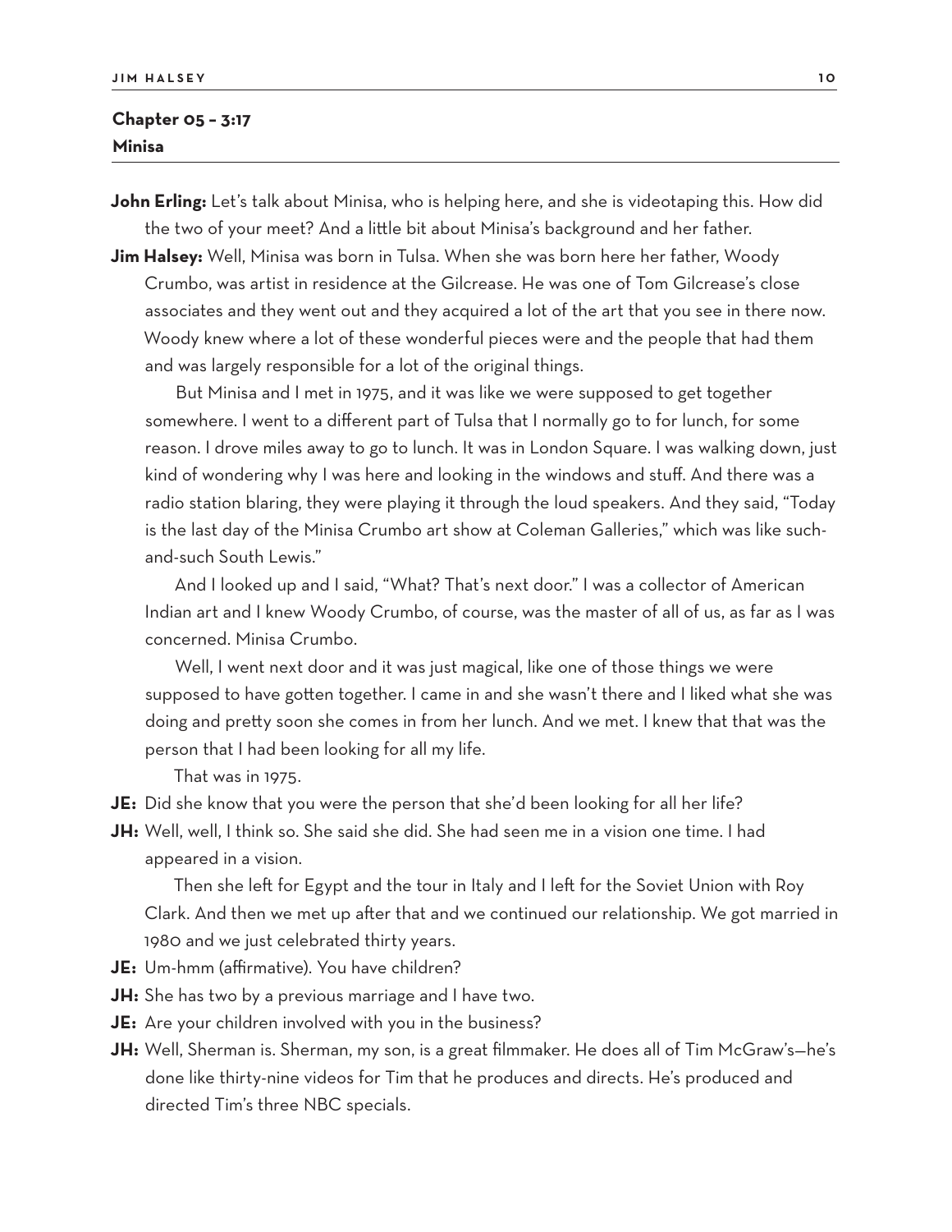## Chapter 05 – 3:17
## Minisa

**John Erling:** Let's talk about Minisa, who is helping here, and she is videotaping this. How did the two of your meet? And a little bit about Minisa's background and her father.

**Jim Halsey:** Well, Minisa was born in Tulsa. When she was born here her father, Woody Crumbo, was artist in residence at the Gilcrease. He was one of Tom Gilcrease's close associates and they went out and they acquired a lot of the art that you see in there now. Woody knew where a lot of these wonderful pieces were and the people that had them and was largely responsible for a lot of the original things.

But Minisa and I met in 1975, and it was like we were supposed to get together somewhere. I went to a different part of Tulsa that I normally go to for lunch, for some reason. I drove miles away to go to lunch. It was in London Square. I was walking down, just kind of wondering why I was here and looking in the windows and stuff. And there was a radio station blaring, they were playing it through the loud speakers. And they said, "Today is the last day of the Minisa Crumbo art show at Coleman Galleries," which was like such-and-such South Lewis."

And I looked up and I said, "What? That's next door." I was a collector of American Indian art and I knew Woody Crumbo, of course, was the master of all of us, as far as I was concerned. Minisa Crumbo.

Well, I went next door and it was just magical, like one of those things we were supposed to have gotten together. I came in and she wasn't there and I liked what she was doing and pretty soon she comes in from her lunch. And we met. I knew that that was the person that I had been looking for all my life.

That was in 1975.

**JE:** Did she know that you were the person that she'd been looking for all her life?

**JH:** Well, well, I think so. She said she did. She had seen me in a vision one time. I had appeared in a vision.

Then she left for Egypt and the tour in Italy and I left for the Soviet Union with Roy Clark. And then we met up after that and we continued our relationship. We got married in 1980 and we just celebrated thirty years.

**JE:** Um-hmm (affirmative). You have children?

**JH:** She has two by a previous marriage and I have two.

**JE:** Are your children involved with you in the business?

**JH:** Well, Sherman is. Sherman, my son, is a great filmmaker. He does all of Tim McGraw's—he's done like thirty-nine videos for Tim that he produces and directs. He's produced and directed Tim's three NBC specials.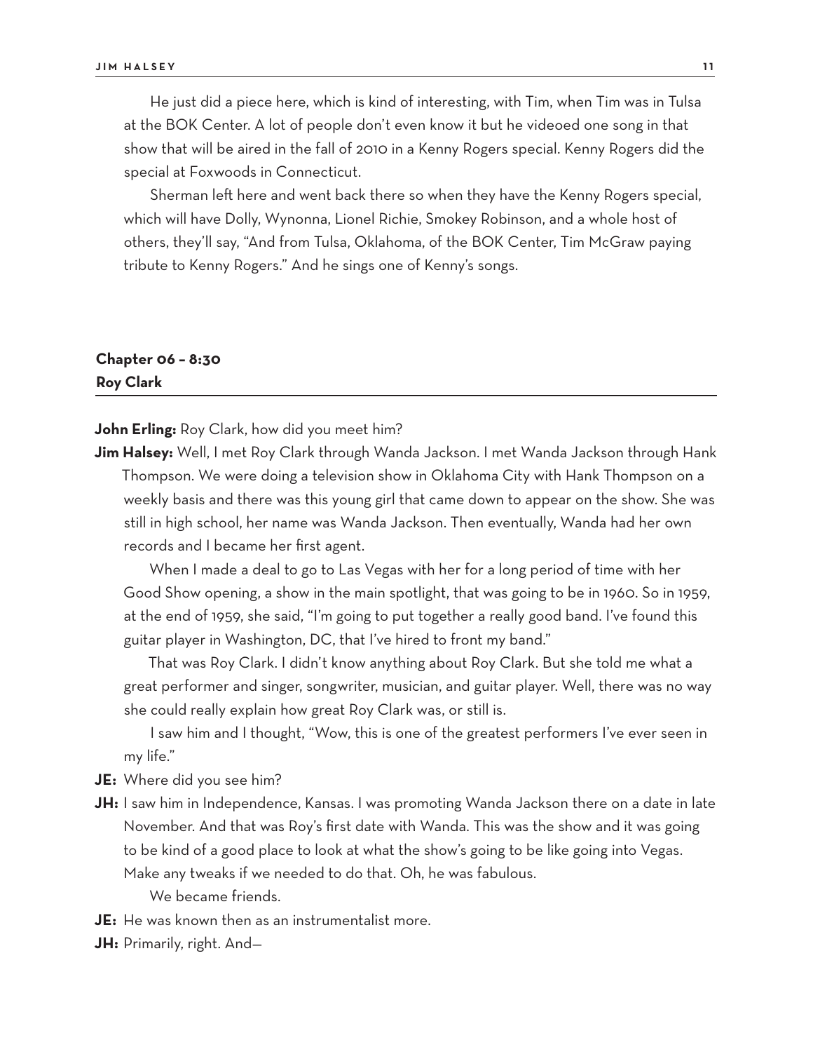He just did a piece here, which is kind of interesting, with Tim, when Tim was in Tulsa at the BOK Center. A lot of people don't even know it but he videoed one song in that show that will be aired in the fall of 2010 in a Kenny Rogers special. Kenny Rogers did the special at Foxwoods in Connecticut.

Sherman left here and went back there so when they have the Kenny Rogers special, which will have Dolly, Wynonna, Lionel Richie, Smokey Robinson, and a whole host of others, they'll say, "And from Tulsa, Oklahoma, of the BOK Center, Tim McGraw paying tribute to Kenny Rogers." And he sings one of Kenny's songs.

## Chapter 06 – 8:30
## Roy Clark

**John Erling:** Roy Clark, how did you meet him?

**Jim Halsey:** Well, I met Roy Clark through Wanda Jackson. I met Wanda Jackson through Hank Thompson. We were doing a television show in Oklahoma City with Hank Thompson on a weekly basis and there was this young girl that came down to appear on the show. She was still in high school, her name was Wanda Jackson. Then eventually, Wanda had her own records and I became her first agent.

When I made a deal to go to Las Vegas with her for a long period of time with her Good Show opening, a show in the main spotlight, that was going to be in 1960. So in 1959, at the end of 1959, she said, "I'm going to put together a really good band. I've found this guitar player in Washington, DC, that I've hired to front my band."

That was Roy Clark. I didn't know anything about Roy Clark. But she told me what a great performer and singer, songwriter, musician, and guitar player. Well, there was no way she could really explain how great Roy Clark was, or still is.

I saw him and I thought, "Wow, this is one of the greatest performers I've ever seen in my life."

**JE:** Where did you see him?

**JH:** I saw him in Independence, Kansas. I was promoting Wanda Jackson there on a date in late November. And that was Roy's first date with Wanda. This was the show and it was going to be kind of a good place to look at what the show's going to be like going into Vegas. Make any tweaks if we needed to do that. Oh, he was fabulous.

We became friends.

**JE:** He was known then as an instrumentalist more.

**JH:** Primarily, right. And—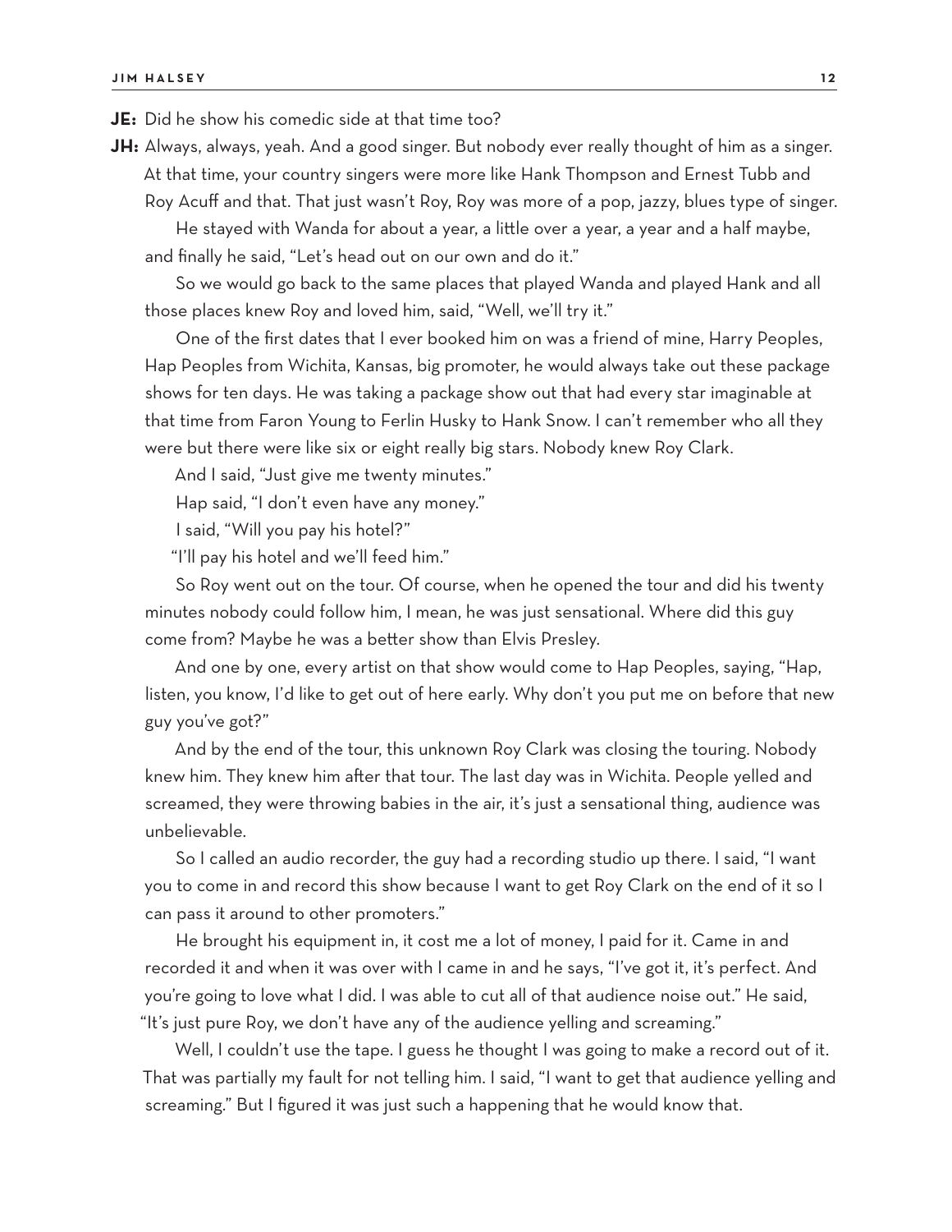**JE:** Did he show his comedic side at that time too?

**JH:** Always, always, yeah. And a good singer. But nobody ever really thought of him as a singer. At that time, your country singers were more like Hank Thompson and Ernest Tubb and Roy Acuff and that. That just wasn't Roy, Roy was more of a pop, jazzy, blues type of singer.

He stayed with Wanda for about a year, a little over a year, a year and a half maybe, and finally he said, "Let's head out on our own and do it."

So we would go back to the same places that played Wanda and played Hank and all those places knew Roy and loved him, said, "Well, we'll try it."

One of the first dates that I ever booked him on was a friend of mine, Harry Peoples, Hap Peoples from Wichita, Kansas, big promoter, he would always take out these package shows for ten days. He was taking a package show out that had every star imaginable at that time from Faron Young to Ferlin Husky to Hank Snow. I can't remember who all they were but there were like six or eight really big stars. Nobody knew Roy Clark.

And I said, "Just give me twenty minutes."

Hap said, "I don't even have any money."

I said, "Will you pay his hotel?"

"I'll pay his hotel and we'll feed him."

So Roy went out on the tour. Of course, when he opened the tour and did his twenty minutes nobody could follow him, I mean, he was just sensational. Where did this guy come from? Maybe he was a better show than Elvis Presley.

And one by one, every artist on that show would come to Hap Peoples, saying, "Hap, listen, you know, I'd like to get out of here early. Why don't you put me on before that new guy you've got?"

And by the end of the tour, this unknown Roy Clark was closing the touring. Nobody knew him. They knew him after that tour. The last day was in Wichita. People yelled and screamed, they were throwing babies in the air, it's just a sensational thing, audience was unbelievable.

So I called an audio recorder, the guy had a recording studio up there. I said, "I want you to come in and record this show because I want to get Roy Clark on the end of it so I can pass it around to other promoters."

He brought his equipment in, it cost me a lot of money, I paid for it. Came in and recorded it and when it was over with I came in and he says, "I've got it, it's perfect. And you're going to love what I did. I was able to cut all of that audience noise out." He said, "It's just pure Roy, we don't have any of the audience yelling and screaming."

Well, I couldn't use the tape. I guess he thought I was going to make a record out of it. That was partially my fault for not telling him. I said, "I want to get that audience yelling and screaming." But I figured it was just such a happening that he would know that.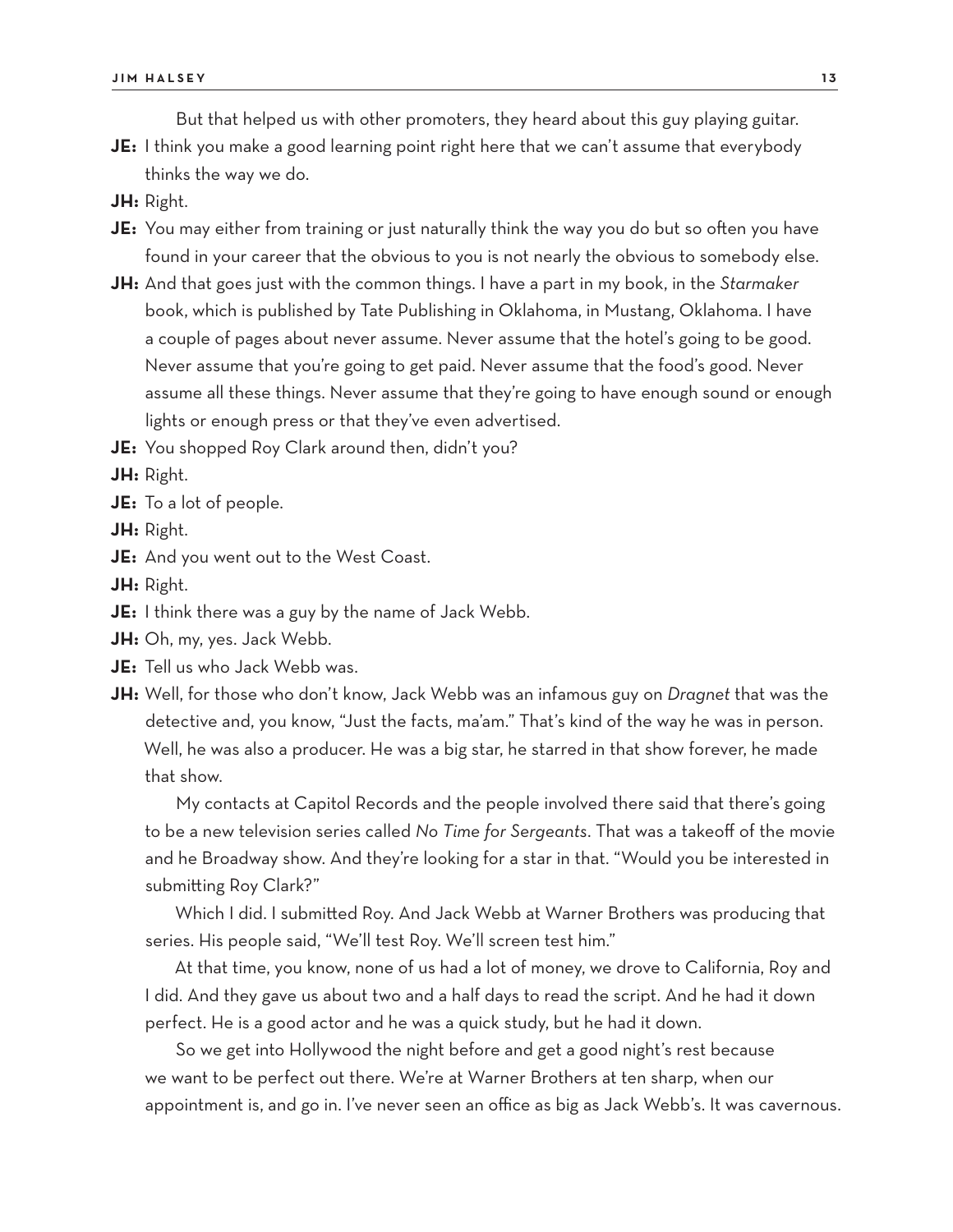But that helped us with other promoters, they heard about this guy playing guitar.

**JE:** I think you make a good learning point right here that we can't assume that everybody thinks the way we do.

**JH:** Right.

**JE:** You may either from training or just naturally think the way you do but so often you have found in your career that the obvious to you is not nearly the obvious to somebody else.

**JH:** And that goes just with the common things. I have a part in my book, in the *Starmaker* book, which is published by Tate Publishing in Oklahoma, in Mustang, Oklahoma. I have a couple of pages about never assume. Never assume that the hotel's going to be good. Never assume that you're going to get paid. Never assume that the food's good. Never assume all these things. Never assume that they're going to have enough sound or enough lights or enough press or that they've even advertised.

**JE:** You shopped Roy Clark around then, didn't you?

**JH:** Right.

**JE:** To a lot of people.

**JH:** Right.

**JE:** And you went out to the West Coast.

**JH:** Right.

**JE:** I think there was a guy by the name of Jack Webb.

**JH:** Oh, my, yes. Jack Webb.

**JE:** Tell us who Jack Webb was.

**JH:** Well, for those who don't know, Jack Webb was an infamous guy on *Dragnet* that was the detective and, you know, "Just the facts, ma'am." That's kind of the way he was in person. Well, he was also a producer. He was a big star, he starred in that show forever, he made that show.

My contacts at Capitol Records and the people involved there said that there's going to be a new television series called *No Time for Sergeants*. That was a takeoff of the movie and he Broadway show. And they're looking for a star in that. "Would you be interested in submitting Roy Clark?"

Which I did. I submitted Roy. And Jack Webb at Warner Brothers was producing that series. His people said, "We'll test Roy. We'll screen test him."

At that time, you know, none of us had a lot of money, we drove to California, Roy and I did. And they gave us about two and a half days to read the script. And he had it down perfect. He is a good actor and he was a quick study, but he had it down.

So we get into Hollywood the night before and get a good night's rest because we want to be perfect out there. We're at Warner Brothers at ten sharp, when our appointment is, and go in. I've never seen an office as big as Jack Webb's. It was cavernous.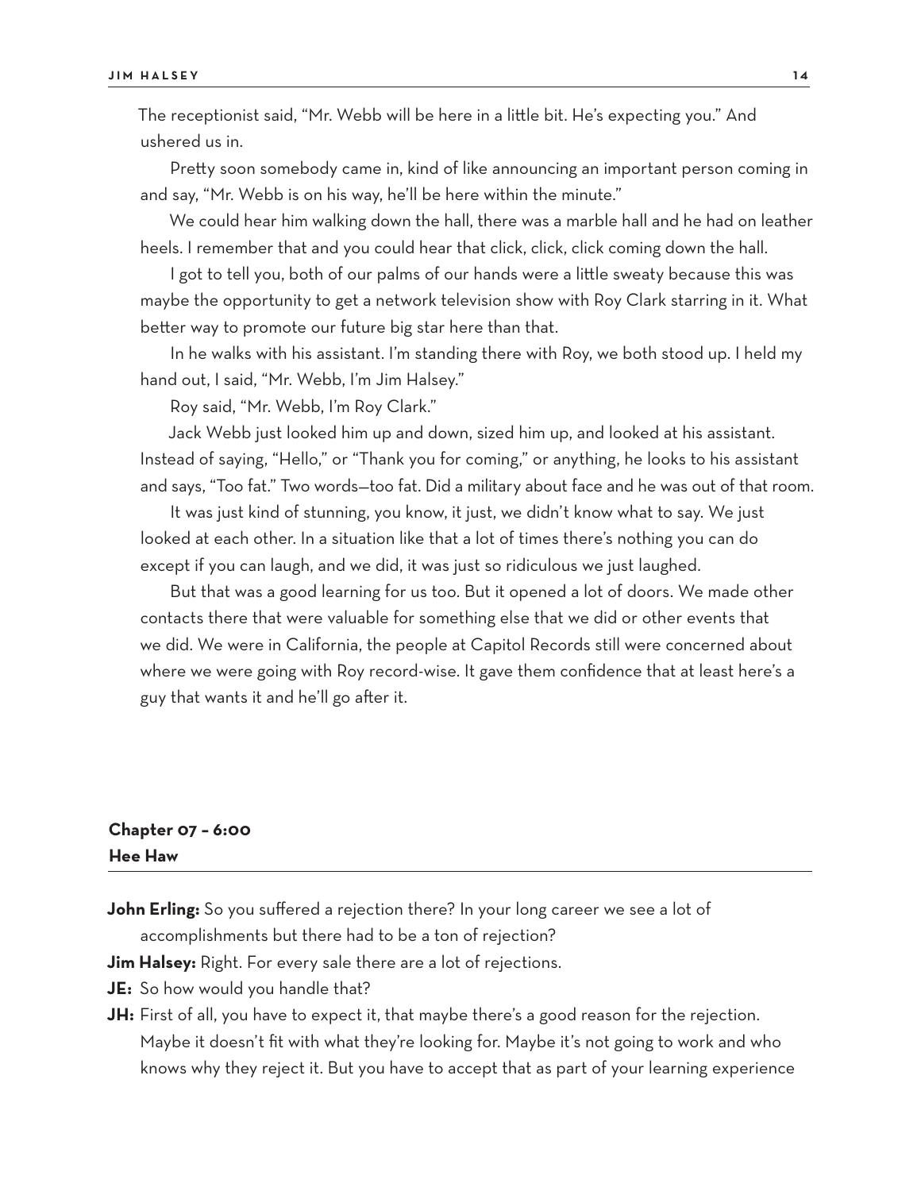The receptionist said, "Mr. Webb will be here in a little bit. He's expecting you." And ushered us in.

Pretty soon somebody came in, kind of like announcing an important person coming in and say, "Mr. Webb is on his way, he'll be here within the minute."

We could hear him walking down the hall, there was a marble hall and he had on leather heels. I remember that and you could hear that click, click, click coming down the hall.

I got to tell you, both of our palms of our hands were a little sweaty because this was maybe the opportunity to get a network television show with Roy Clark starring in it. What better way to promote our future big star here than that.

In he walks with his assistant. I'm standing there with Roy, we both stood up. I held my hand out, I said, "Mr. Webb, I'm Jim Halsey."

Roy said, "Mr. Webb, I'm Roy Clark."

Jack Webb just looked him up and down, sized him up, and looked at his assistant. Instead of saying, "Hello," or "Thank you for coming," or anything, he looks to his assistant and says, "Too fat." Two words—too fat. Did a military about face and he was out of that room.

It was just kind of stunning, you know, it just, we didn't know what to say. We just looked at each other. In a situation like that a lot of times there's nothing you can do except if you can laugh, and we did, it was just so ridiculous we just laughed.

But that was a good learning for us too. But it opened a lot of doors. We made other contacts there that were valuable for something else that we did or other events that we did. We were in California, the people at Capitol Records still were concerned about where we were going with Roy record-wise. It gave them confidence that at least here's a guy that wants it and he'll go after it.

## Chapter 07 – 6:00
## Hee Haw

**John Erling:** So you suffered a rejection there? In your long career we see a lot of accomplishments but there had to be a ton of rejection?

**Jim Halsey:** Right. For every sale there are a lot of rejections.

**JE:** So how would you handle that?

**JH:** First of all, you have to expect it, that maybe there's a good reason for the rejection. Maybe it doesn't fit with what they're looking for. Maybe it's not going to work and who knows why they reject it. But you have to accept that as part of your learning experience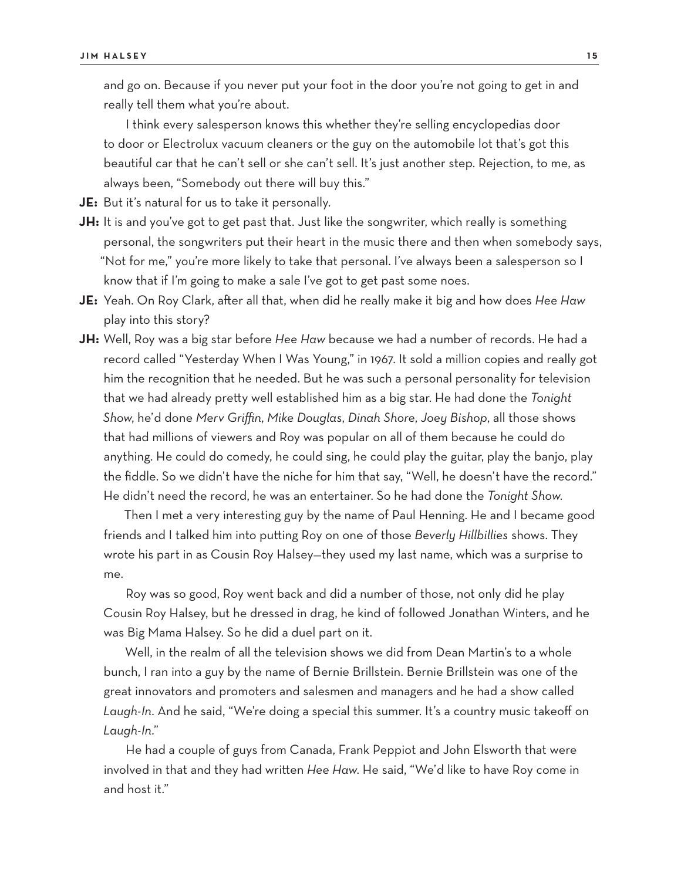and go on. Because if you never put your foot in the door you're not going to get in and really tell them what you're about.

I think every salesperson knows this whether they're selling encyclopedias door to door or Electrolux vacuum cleaners or the guy on the automobile lot that's got this beautiful car that he can't sell or she can't sell. It's just another step. Rejection, to me, as always been, "Somebody out there will buy this."

**JE:** But it's natural for us to take it personally.

**JH:** It is and you've got to get past that. Just like the songwriter, which really is something personal, the songwriters put their heart in the music there and then when somebody says, "Not for me," you're more likely to take that personal. I've always been a salesperson so I know that if I'm going to make a sale I've got to get past some noes.

**JE:** Yeah. On Roy Clark, after all that, when did he really make it big and how does *Hee Haw* play into this story?

**JH:** Well, Roy was a big star before *Hee Haw* because we had a number of records. He had a record called "Yesterday When I Was Young," in 1967. It sold a million copies and really got him the recognition that he needed. But he was such a personal personality for television that we had already pretty well established him as a big star. He had done the *Tonight Show*, he'd done *Merv Griffin*, *Mike Douglas*, *Dinah Shore*, *Joey Bishop*, all those shows that had millions of viewers and Roy was popular on all of them because he could do anything. He could do comedy, he could sing, he could play the guitar, play the banjo, play the fiddle. So we didn't have the niche for him that say, "Well, he doesn't have the record." He didn't need the record, he was an entertainer. So he had done the *Tonight Show*.

Then I met a very interesting guy by the name of Paul Henning. He and I became good friends and I talked him into putting Roy on one of those *Beverly Hillbillies* shows. They wrote his part in as Cousin Roy Halsey—they used my last name, which was a surprise to me.

Roy was so good, Roy went back and did a number of those, not only did he play Cousin Roy Halsey, but he dressed in drag, he kind of followed Jonathan Winters, and he was Big Mama Halsey. So he did a duel part on it.

Well, in the realm of all the television shows we did from Dean Martin's to a whole bunch, I ran into a guy by the name of Bernie Brillstein. Bernie Brillstein was one of the great innovators and promoters and salesmen and managers and he had a show called *Laugh-In*. And he said, "We're doing a special this summer. It's a country music takeoff on *Laugh-In*."

He had a couple of guys from Canada, Frank Peppiot and John Elsworth that were involved in that and they had written *Hee Haw*. He said, "We'd like to have Roy come in and host it."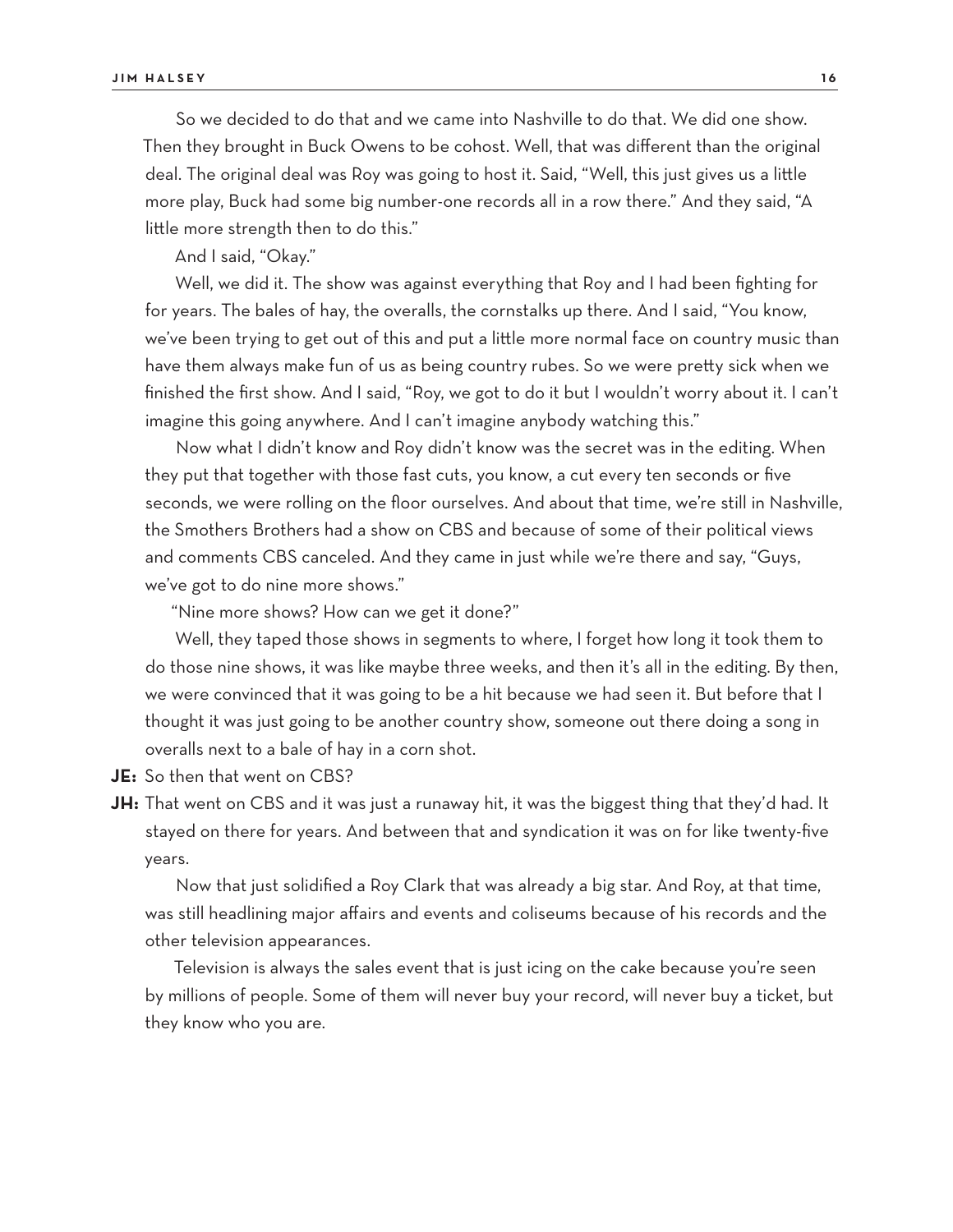So we decided to do that and we came into Nashville to do that. We did one show. Then they brought in Buck Owens to be cohost. Well, that was different than the original deal. The original deal was Roy was going to host it. Said, "Well, this just gives us a little more play, Buck had some big number-one records all in a row there." And they said, "A little more strength then to do this."

And I said, "Okay."

Well, we did it. The show was against everything that Roy and I had been fighting for for years. The bales of hay, the overalls, the cornstalks up there. And I said, "You know, we've been trying to get out of this and put a little more normal face on country music than have them always make fun of us as being country rubes. So we were pretty sick when we finished the first show. And I said, "Roy, we got to do it but I wouldn't worry about it. I can't imagine this going anywhere. And I can't imagine anybody watching this."

Now what I didn't know and Roy didn't know was the secret was in the editing. When they put that together with those fast cuts, you know, a cut every ten seconds or five seconds, we were rolling on the floor ourselves. And about that time, we're still in Nashville, the Smothers Brothers had a show on CBS and because of some of their political views and comments CBS canceled. And they came in just while we're there and say, "Guys, we've got to do nine more shows."

"Nine more shows? How can we get it done?"

Well, they taped those shows in segments to where, I forget how long it took them to do those nine shows, it was like maybe three weeks, and then it's all in the editing. By then, we were convinced that it was going to be a hit because we had seen it. But before that I thought it was just going to be another country show, someone out there doing a song in overalls next to a bale of hay in a corn shot.

**JE:** So then that went on CBS?

**JH:** That went on CBS and it was just a runaway hit, it was the biggest thing that they'd had. It stayed on there for years. And between that and syndication it was on for like twenty-five years.

Now that just solidified a Roy Clark that was already a big star. And Roy, at that time, was still headlining major affairs and events and coliseums because of his records and the other television appearances.

Television is always the sales event that is just icing on the cake because you're seen by millions of people. Some of them will never buy your record, will never buy a ticket, but they know who you are.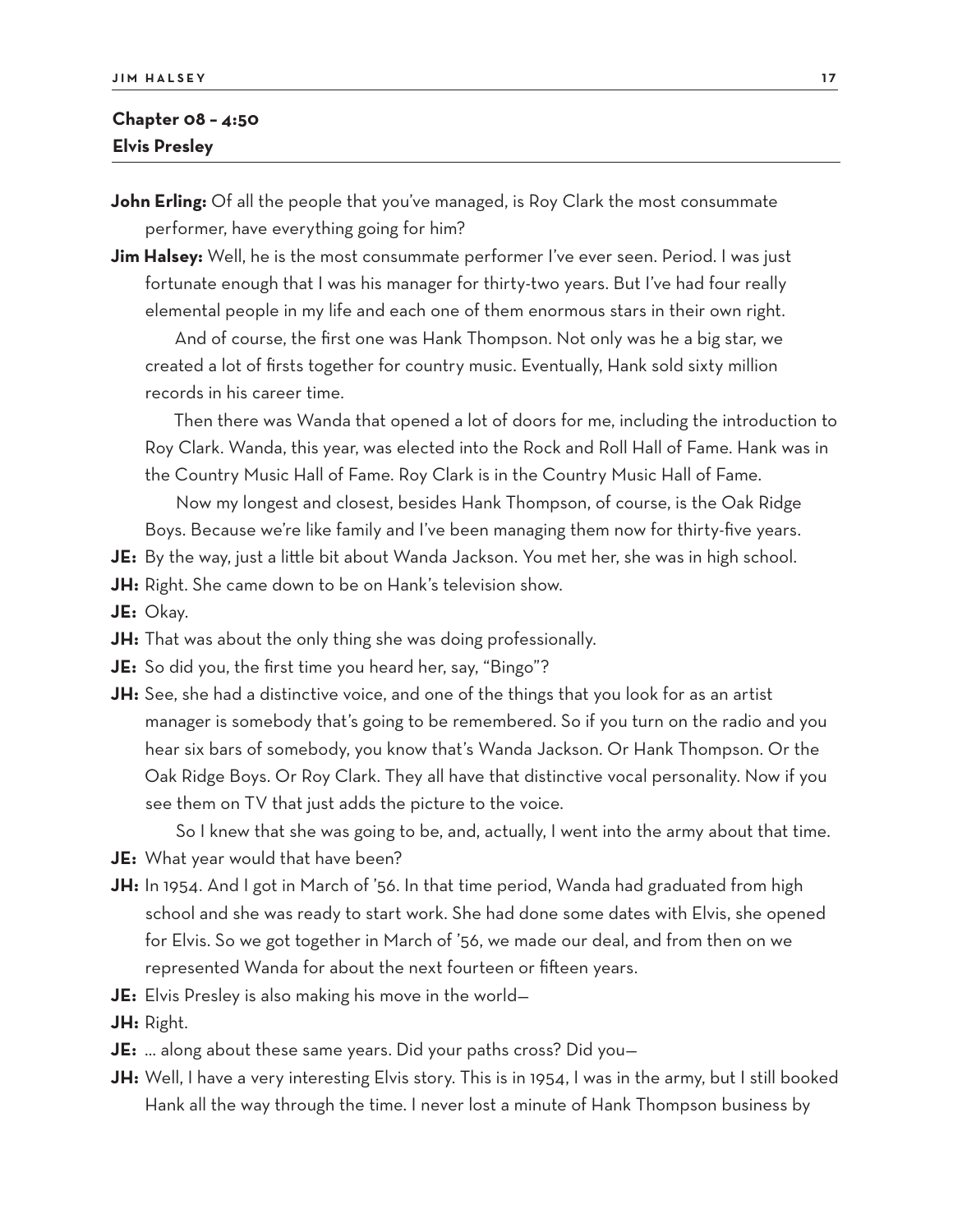## Chapter 08 – 4:50
## Elvis Presley

**John Erling:** Of all the people that you've managed, is Roy Clark the most consummate performer, have everything going for him?

**Jim Halsey:** Well, he is the most consummate performer I've ever seen. Period. I was just fortunate enough that I was his manager for thirty-two years. But I've had four really elemental people in my life and each one of them enormous stars in their own right.

And of course, the first one was Hank Thompson. Not only was he a big star, we created a lot of firsts together for country music. Eventually, Hank sold sixty million records in his career time.

Then there was Wanda that opened a lot of doors for me, including the introduction to Roy Clark. Wanda, this year, was elected into the Rock and Roll Hall of Fame. Hank was in the Country Music Hall of Fame. Roy Clark is in the Country Music Hall of Fame.

Now my longest and closest, besides Hank Thompson, of course, is the Oak Ridge Boys. Because we're like family and I've been managing them now for thirty-five years.

**JE:** By the way, just a little bit about Wanda Jackson. You met her, she was in high school.

**JH:** Right. She came down to be on Hank's television show.

**JE:** Okay.

**JH:** That was about the only thing she was doing professionally.

**JE:** So did you, the first time you heard her, say, "Bingo"?

**JH:** See, she had a distinctive voice, and one of the things that you look for as an artist manager is somebody that's going to be remembered. So if you turn on the radio and you hear six bars of somebody, you know that's Wanda Jackson. Or Hank Thompson. Or the Oak Ridge Boys. Or Roy Clark. They all have that distinctive vocal personality. Now if you see them on TV that just adds the picture to the voice.

So I knew that she was going to be, and, actually, I went into the army about that time.

**JE:** What year would that have been?

**JH:** In 1954. And I got in March of '56. In that time period, Wanda had graduated from high school and she was ready to start work. She had done some dates with Elvis, she opened for Elvis. So we got together in March of '56, we made our deal, and from then on we represented Wanda for about the next fourteen or fifteen years.

**JE:** Elvis Presley is also making his move in the world—

**JH:** Right.

**JE:** ... along about these same years. Did your paths cross? Did you—

**JH:** Well, I have a very interesting Elvis story. This is in 1954, I was in the army, but I still booked Hank all the way through the time. I never lost a minute of Hank Thompson business by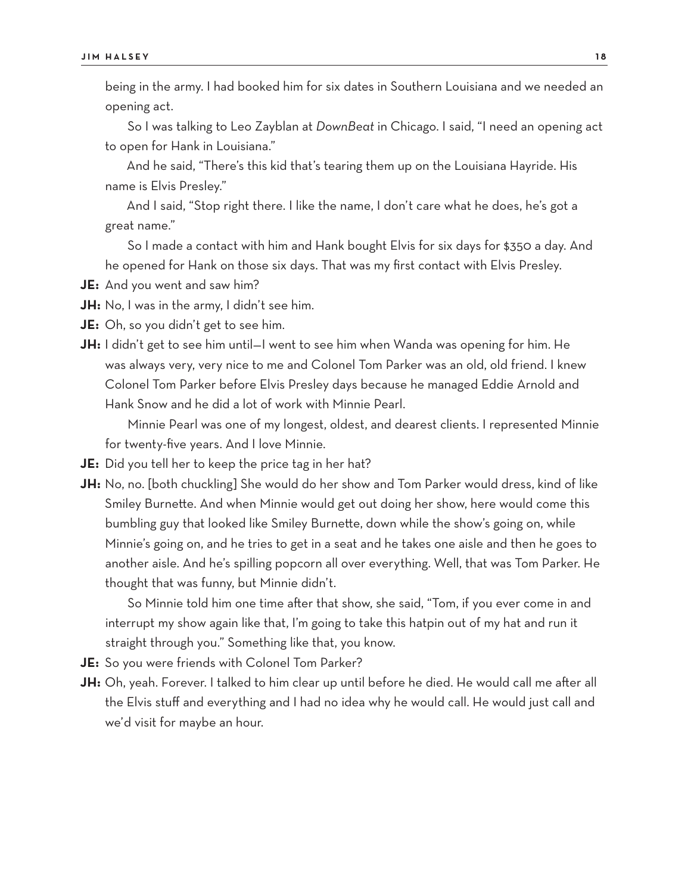being in the army. I had booked him for six dates in Southern Louisiana and we needed an opening act.

So I was talking to Leo Zayblan at *DownBeat* in Chicago. I said, "I need an opening act to open for Hank in Louisiana."

And he said, "There's this kid that's tearing them up on the Louisiana Hayride. His name is Elvis Presley."

And I said, "Stop right there. I like the name, I don't care what he does, he's got a great name."

So I made a contact with him and Hank bought Elvis for six days for $350 a day. And he opened for Hank on those six days. That was my first contact with Elvis Presley.

**JE:** And you went and saw him?

**JH:** No, I was in the army, I didn't see him.

**JE:** Oh, so you didn't get to see him.

**JH:** I didn't get to see him until—I went to see him when Wanda was opening for him. He was always very, very nice to me and Colonel Tom Parker was an old, old friend. I knew Colonel Tom Parker before Elvis Presley days because he managed Eddie Arnold and Hank Snow and he did a lot of work with Minnie Pearl.

Minnie Pearl was one of my longest, oldest, and dearest clients. I represented Minnie for twenty-five years. And I love Minnie.

**JE:** Did you tell her to keep the price tag in her hat?

**JH:** No, no. [both chuckling] She would do her show and Tom Parker would dress, kind of like Smiley Burnette. And when Minnie would get out doing her show, here would come this bumbling guy that looked like Smiley Burnette, down while the show's going on, while Minnie's going on, and he tries to get in a seat and he takes one aisle and then he goes to another aisle. And he's spilling popcorn all over everything. Well, that was Tom Parker. He thought that was funny, but Minnie didn't.

So Minnie told him one time after that show, she said, "Tom, if you ever come in and interrupt my show again like that, I'm going to take this hatpin out of my hat and run it straight through you." Something like that, you know.

**JE:** So you were friends with Colonel Tom Parker?

**JH:** Oh, yeah. Forever. I talked to him clear up until before he died. He would call me after all the Elvis stuff and everything and I had no idea why he would call. He would just call and we'd visit for maybe an hour.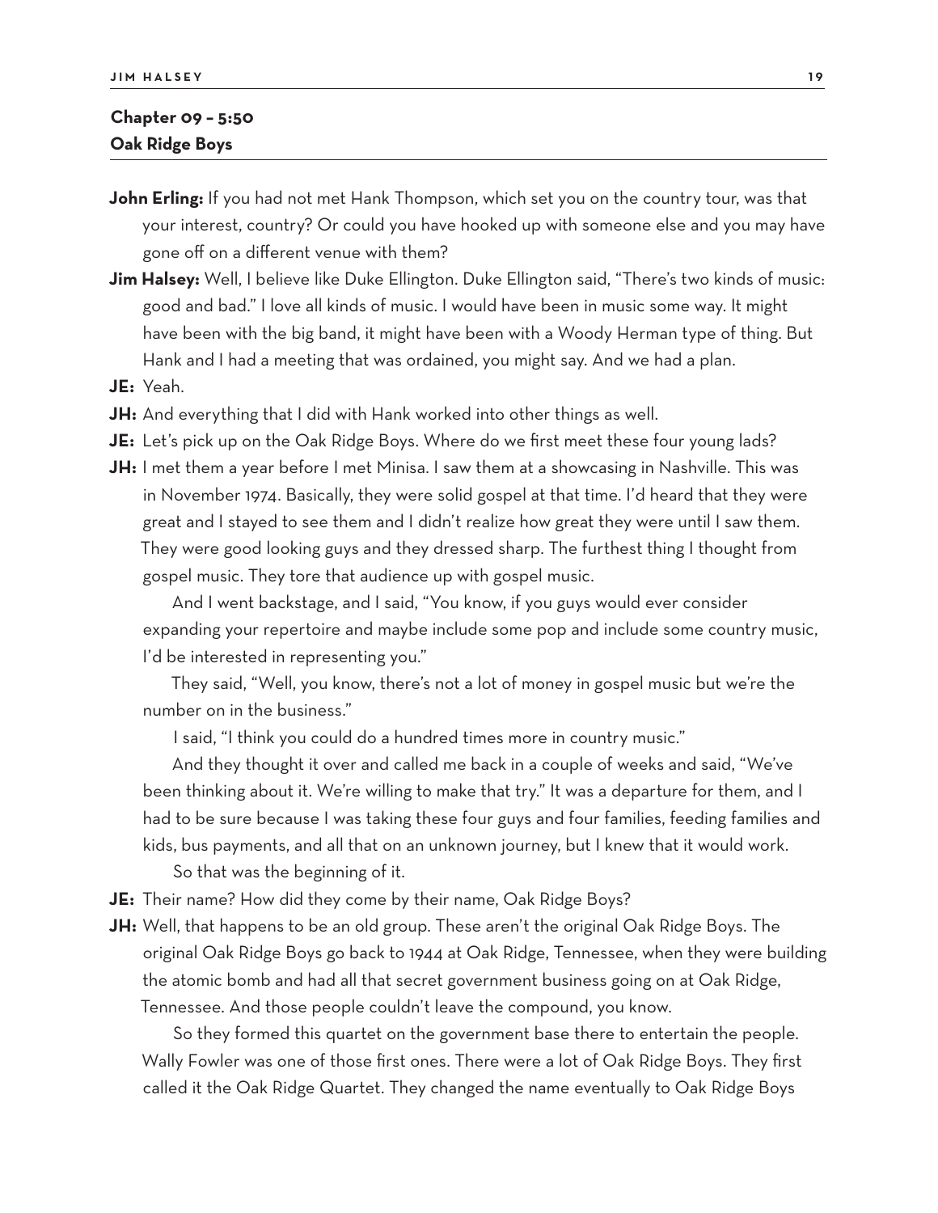## Chapter 09 – 5:50
## Oak Ridge Boys

**John Erling:** If you had not met Hank Thompson, which set you on the country tour, was that your interest, country? Or could you have hooked up with someone else and you may have gone off on a different venue with them?

**Jim Halsey:** Well, I believe like Duke Ellington. Duke Ellington said, "There's two kinds of music: good and bad." I love all kinds of music. I would have been in music some way. It might have been with the big band, it might have been with a Woody Herman type of thing. But Hank and I had a meeting that was ordained, you might say. And we had a plan.

**JE:** Yeah.

**JH:** And everything that I did with Hank worked into other things as well.

**JE:** Let's pick up on the Oak Ridge Boys. Where do we first meet these four young lads?

**JH:** I met them a year before I met Minisa. I saw them at a showcasing in Nashville. This was in November 1974. Basically, they were solid gospel at that time. I'd heard that they were great and I stayed to see them and I didn't realize how great they were until I saw them. They were good looking guys and they dressed sharp. The furthest thing I thought from gospel music. They tore that audience up with gospel music.

And I went backstage, and I said, "You know, if you guys would ever consider expanding your repertoire and maybe include some pop and include some country music, I'd be interested in representing you."

They said, "Well, you know, there's not a lot of money in gospel music but we're the number on in the business."

I said, "I think you could do a hundred times more in country music."

And they thought it over and called me back in a couple of weeks and said, "We've been thinking about it. We're willing to make that try." It was a departure for them, and I had to be sure because I was taking these four guys and four families, feeding families and kids, bus payments, and all that on an unknown journey, but I knew that it would work.

So that was the beginning of it.

**JE:** Their name? How did they come by their name, Oak Ridge Boys?

**JH:** Well, that happens to be an old group. These aren't the original Oak Ridge Boys. The original Oak Ridge Boys go back to 1944 at Oak Ridge, Tennessee, when they were building the atomic bomb and had all that secret government business going on at Oak Ridge, Tennessee. And those people couldn't leave the compound, you know.

So they formed this quartet on the government base there to entertain the people. Wally Fowler was one of those first ones. There were a lot of Oak Ridge Boys. They first called it the Oak Ridge Quartet. They changed the name eventually to Oak Ridge Boys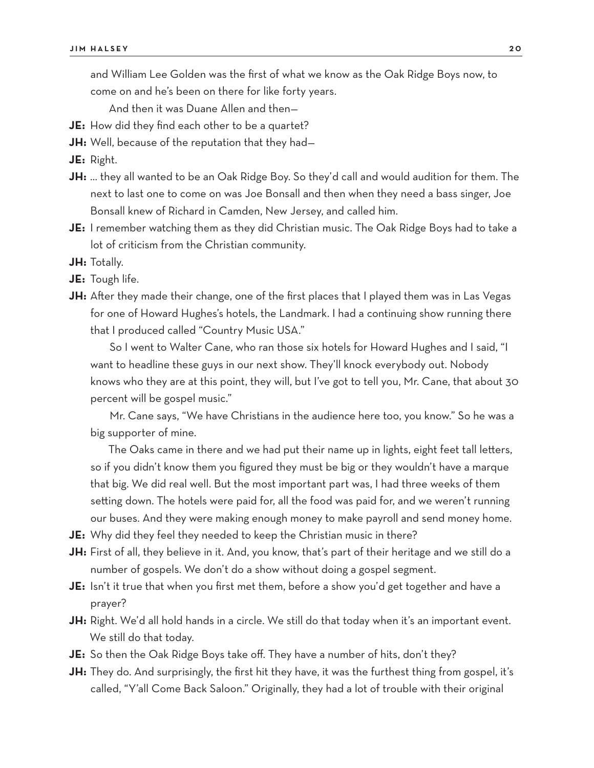and William Lee Golden was the first of what we know as the Oak Ridge Boys now, to come on and he's been on there for like forty years.

And then it was Duane Allen and then—

**JE:** How did they find each other to be a quartet?

**JH:** Well, because of the reputation that they had—

**JE:** Right.

**JH:** … they all wanted to be an Oak Ridge Boy. So they'd call and would audition for them. The next to last one to come on was Joe Bonsall and then when they need a bass singer, Joe Bonsall knew of Richard in Camden, New Jersey, and called him.

**JE:** I remember watching them as they did Christian music. The Oak Ridge Boys had to take a lot of criticism from the Christian community.

**JH:** Totally.

**JE:** Tough life.

**JH:** After they made their change, one of the first places that I played them was in Las Vegas for one of Howard Hughes's hotels, the Landmark. I had a continuing show running there that I produced called "Country Music USA."

So I went to Walter Cane, who ran those six hotels for Howard Hughes and I said, "I want to headline these guys in our next show. They'll knock everybody out. Nobody knows who they are at this point, they will, but I've got to tell you, Mr. Cane, that about 30 percent will be gospel music."

Mr. Cane says, "We have Christians in the audience here too, you know." So he was a big supporter of mine.

The Oaks came in there and we had put their name up in lights, eight feet tall letters, so if you didn't know them you figured they must be big or they wouldn't have a marque that big. We did real well. But the most important part was, I had three weeks of them setting down. The hotels were paid for, all the food was paid for, and we weren't running our buses. And they were making enough money to make payroll and send money home.

**JE:** Why did they feel they needed to keep the Christian music in there?

**JH:** First of all, they believe in it. And, you know, that's part of their heritage and we still do a number of gospels. We don't do a show without doing a gospel segment.

**JE:** Isn't it true that when you first met them, before a show you'd get together and have a prayer?

**JH:** Right. We'd all hold hands in a circle. We still do that today when it's an important event. We still do that today.

**JE:** So then the Oak Ridge Boys take off. They have a number of hits, don't they?

**JH:** They do. And surprisingly, the first hit they have, it was the furthest thing from gospel, it's called, "Y'all Come Back Saloon." Originally, they had a lot of trouble with their original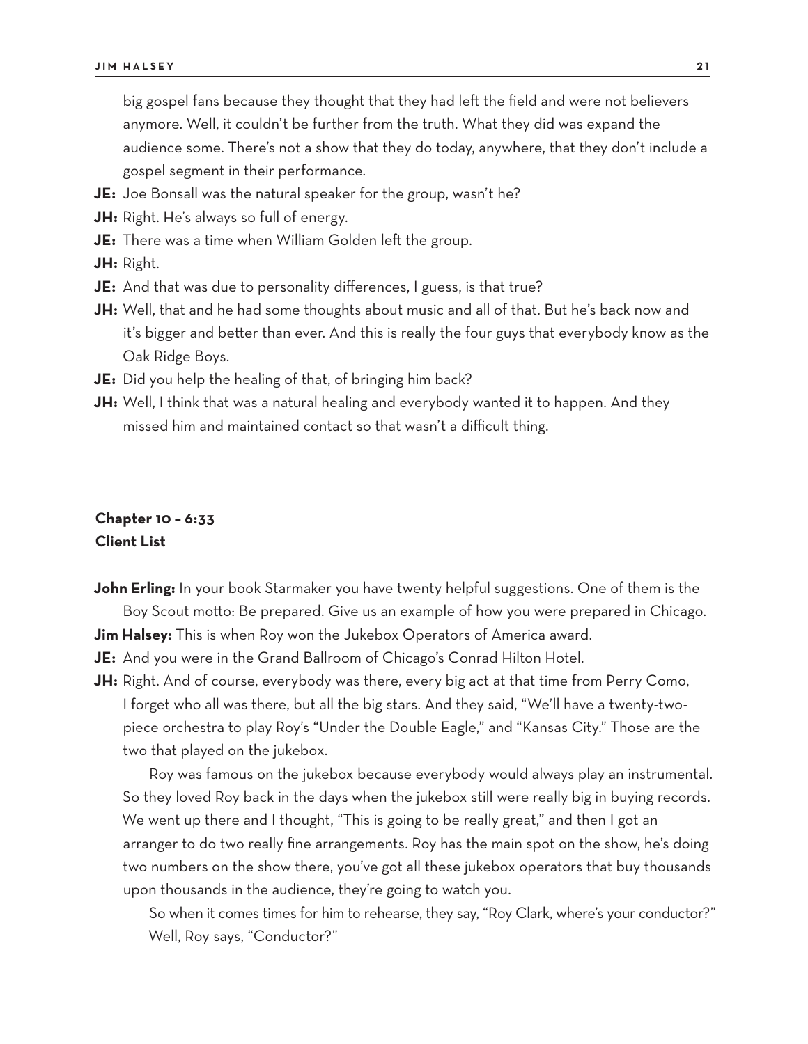big gospel fans because they thought that they had left the field and were not believers anymore. Well, it couldn't be further from the truth. What they did was expand the audience some. There's not a show that they do today, anywhere, that they don't include a gospel segment in their performance.

**JE:** Joe Bonsall was the natural speaker for the group, wasn't he?

**JH:** Right. He's always so full of energy.

**JE:** There was a time when William Golden left the group.

**JH:** Right.

**JE:** And that was due to personality differences, I guess, is that true?

**JH:** Well, that and he had some thoughts about music and all of that. But he's back now and it's bigger and better than ever. And this is really the four guys that everybody know as the Oak Ridge Boys.

**JE:** Did you help the healing of that, of bringing him back?

**JH:** Well, I think that was a natural healing and everybody wanted it to happen. And they missed him and maintained contact so that wasn't a difficult thing.

## Chapter 10 – 6:33
## Client List

**John Erling:** In your book Starmaker you have twenty helpful suggestions. One of them is the Boy Scout motto: Be prepared. Give us an example of how you were prepared in Chicago.

**Jim Halsey:** This is when Roy won the Jukebox Operators of America award.

**JE:** And you were in the Grand Ballroom of Chicago's Conrad Hilton Hotel.

**JH:** Right. And of course, everybody was there, every big act at that time from Perry Como, I forget who all was there, but all the big stars. And they said, "We'll have a twenty-two-piece orchestra to play Roy's "Under the Double Eagle," and "Kansas City." Those are the two that played on the jukebox.

Roy was famous on the jukebox because everybody would always play an instrumental. So they loved Roy back in the days when the jukebox still were really big in buying records. We went up there and I thought, "This is going to be really great," and then I got an arranger to do two really fine arrangements. Roy has the main spot on the show, he's doing two numbers on the show there, you've got all these jukebox operators that buy thousands upon thousands in the audience, they're going to watch you.

So when it comes times for him to rehearse, they say, "Roy Clark, where's your conductor?" Well, Roy says, "Conductor?"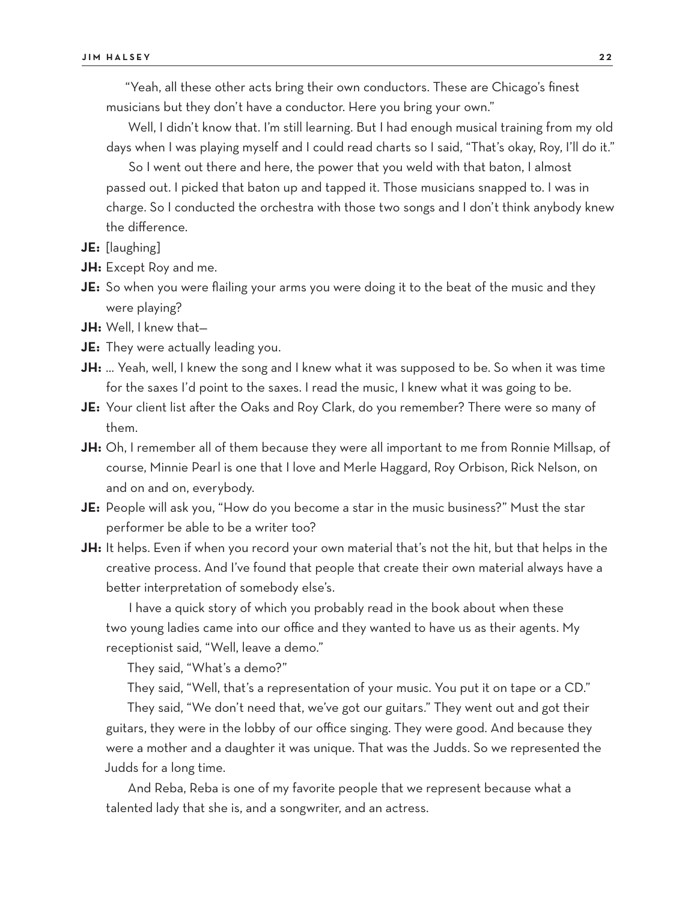"Yeah, all these other acts bring their own conductors. These are Chicago's finest musicians but they don't have a conductor. Here you bring your own."

Well, I didn't know that. I'm still learning. But I had enough musical training from my old days when I was playing myself and I could read charts so I said, "That's okay, Roy, I'll do it."

So I went out there and here, the power that you weld with that baton, I almost passed out. I picked that baton up and tapped it. Those musicians snapped to. I was in charge. So I conducted the orchestra with those two songs and I don't think anybody knew the difference.

**JE:** [laughing]

**JH:** Except Roy and me.

**JE:** So when you were flailing your arms you were doing it to the beat of the music and they were playing?

**JH:** Well, I knew that—

**JE:** They were actually leading you.

**JH:** … Yeah, well, I knew the song and I knew what it was supposed to be. So when it was time for the saxes I'd point to the saxes. I read the music, I knew what it was going to be.

**JE:** Your client list after the Oaks and Roy Clark, do you remember? There were so many of them.

**JH:** Oh, I remember all of them because they were all important to me from Ronnie Millsap, of course, Minnie Pearl is one that I love and Merle Haggard, Roy Orbison, Rick Nelson, on and on and on, everybody.

**JE:** People will ask you, "How do you become a star in the music business?" Must the star performer be able to be a writer too?

**JH:** It helps. Even if when you record your own material that's not the hit, but that helps in the creative process. And I've found that people that create their own material always have a better interpretation of somebody else's.

I have a quick story of which you probably read in the book about when these two young ladies came into our office and they wanted to have us as their agents. My receptionist said, "Well, leave a demo."

They said, "What's a demo?"

They said, "Well, that's a representation of your music. You put it on tape or a CD."

They said, "We don't need that, we've got our guitars." They went out and got their guitars, they were in the lobby of our office singing. They were good. And because they were a mother and a daughter it was unique. That was the Judds. So we represented the Judds for a long time.

And Reba, Reba is one of my favorite people that we represent because what a talented lady that she is, and a songwriter, and an actress.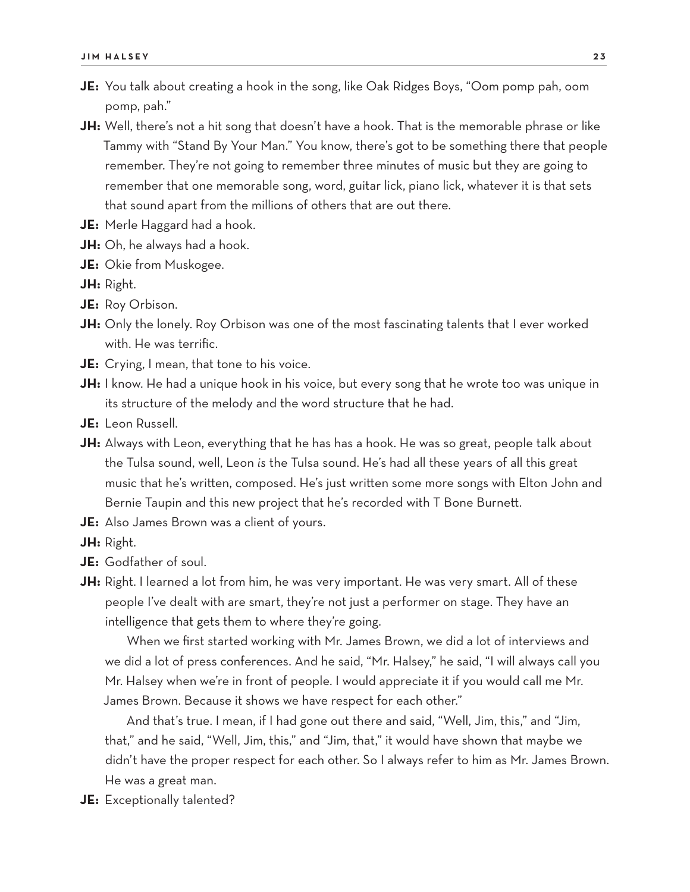**JE:** You talk about creating a hook in the song, like Oak Ridges Boys, "Oom pomp pah, oom pomp, pah."

**JH:** Well, there's not a hit song that doesn't have a hook. That is the memorable phrase or like Tammy with "Stand By Your Man." You know, there's got to be something there that people remember. They're not going to remember three minutes of music but they are going to remember that one memorable song, word, guitar lick, piano lick, whatever it is that sets that sound apart from the millions of others that are out there.

**JE:** Merle Haggard had a hook.

**JH:** Oh, he always had a hook.

**JE:** Okie from Muskogee.

**JH:** Right.

**JE:** Roy Orbison.

**JH:** Only the lonely. Roy Orbison was one of the most fascinating talents that I ever worked with. He was terrific.

**JE:** Crying, I mean, that tone to his voice.

**JH:** I know. He had a unique hook in his voice, but every song that he wrote too was unique in its structure of the melody and the word structure that he had.

**JE:** Leon Russell.

**JH:** Always with Leon, everything that he has has a hook. He was so great, people talk about the Tulsa sound, well, Leon *is* the Tulsa sound. He's had all these years of all this great music that he's written, composed. He's just written some more songs with Elton John and Bernie Taupin and this new project that he's recorded with T Bone Burnett.

**JE:** Also James Brown was a client of yours.

**JH:** Right.

**JE:** Godfather of soul.

**JH:** Right. I learned a lot from him, he was very important. He was very smart. All of these people I've dealt with are smart, they're not just a performer on stage. They have an intelligence that gets them to where they're going.

When we first started working with Mr. James Brown, we did a lot of interviews and we did a lot of press conferences. And he said, "Mr. Halsey," he said, "I will always call you Mr. Halsey when we're in front of people. I would appreciate it if you would call me Mr. James Brown. Because it shows we have respect for each other."

And that's true. I mean, if I had gone out there and said, "Well, Jim, this," and "Jim, that," and he said, "Well, Jim, this," and "Jim, that," it would have shown that maybe we didn't have the proper respect for each other. So I always refer to him as Mr. James Brown. He was a great man.

**JE:** Exceptionally talented?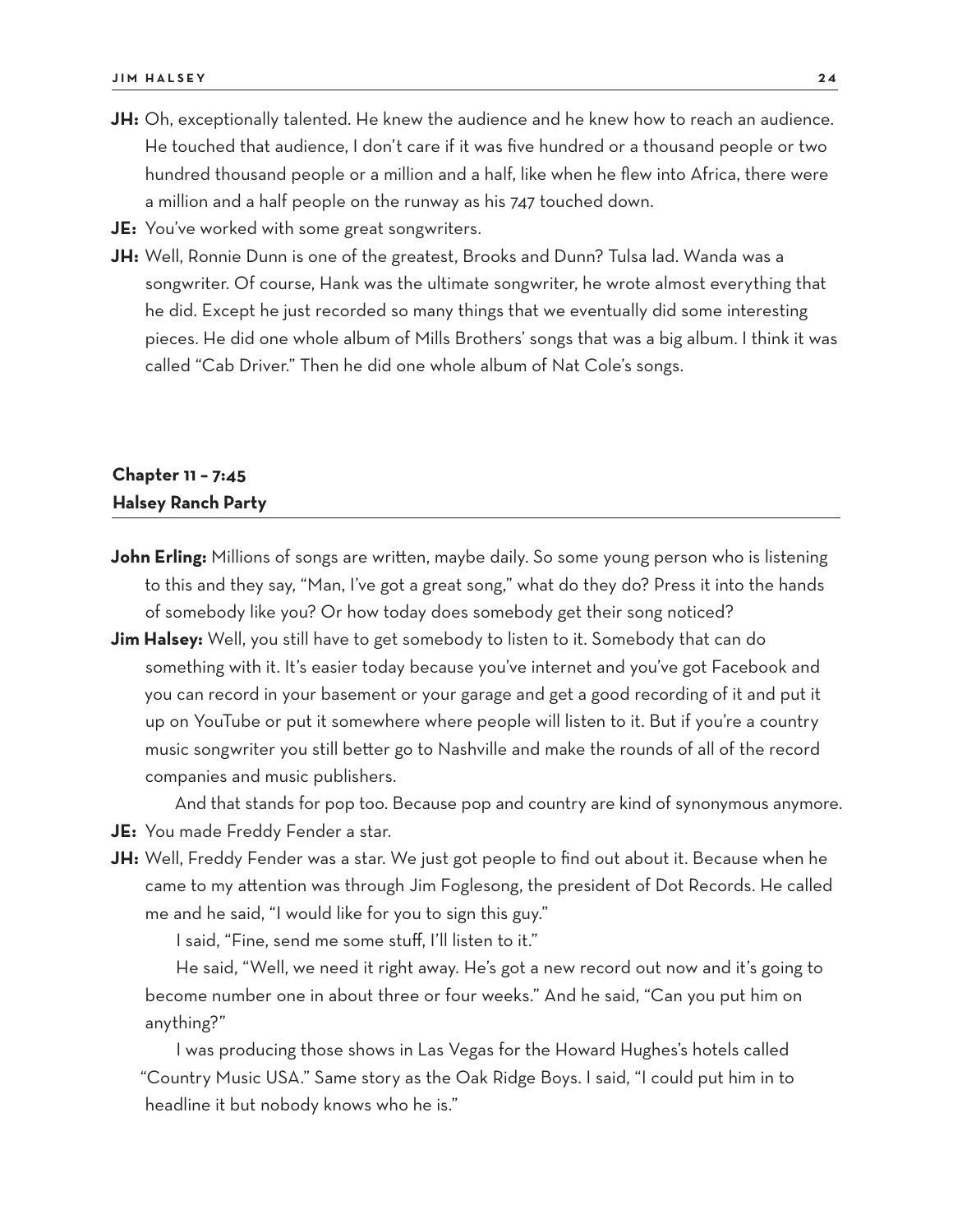**JH:** Oh, exceptionally talented. He knew the audience and he knew how to reach an audience. He touched that audience, I don't care if it was five hundred or a thousand people or two hundred thousand people or a million and a half, like when he flew into Africa, there were a million and a half people on the runway as his 747 touched down.

**JE:** You've worked with some great songwriters.

**JH:** Well, Ronnie Dunn is one of the greatest, Brooks and Dunn? Tulsa lad. Wanda was a songwriter. Of course, Hank was the ultimate songwriter, he wrote almost everything that he did. Except he just recorded so many things that we eventually did some interesting pieces. He did one whole album of Mills Brothers' songs that was a big album. I think it was called "Cab Driver." Then he did one whole album of Nat Cole's songs.

## Chapter 11 – 7:45
## Halsey Ranch Party

**John Erling:** Millions of songs are written, maybe daily. So some young person who is listening to this and they say, "Man, I've got a great song," what do they do? Press it into the hands of somebody like you? Or how today does somebody get their song noticed?

**Jim Halsey:** Well, you still have to get somebody to listen to it. Somebody that can do something with it. It's easier today because you've internet and you've got Facebook and you can record in your basement or your garage and get a good recording of it and put it up on YouTube or put it somewhere where people will listen to it. But if you're a country music songwriter you still better go to Nashville and make the rounds of all of the record companies and music publishers.

And that stands for pop too. Because pop and country are kind of synonymous anymore.

**JE:** You made Freddy Fender a star.

**JH:** Well, Freddy Fender was a star. We just got people to find out about it. Because when he came to my attention was through Jim Foglesong, the president of Dot Records. He called me and he said, "I would like for you to sign this guy."

I said, "Fine, send me some stuff, I'll listen to it."

He said, "Well, we need it right away. He's got a new record out now and it's going to become number one in about three or four weeks." And he said, "Can you put him on anything?"

I was producing those shows in Las Vegas for the Howard Hughes's hotels called "Country Music USA." Same story as the Oak Ridge Boys. I said, "I could put him in to headline it but nobody knows who he is."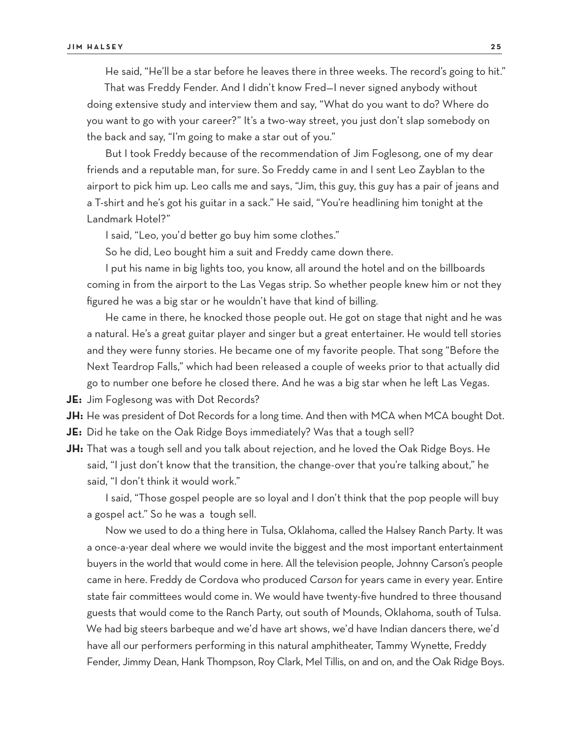He said, "He'll be a star before he leaves there in three weeks. The record's going to hit."

That was Freddy Fender. And I didn't know Fred—I never signed anybody without doing extensive study and interview them and say, "What do you want to do? Where do you want to go with your career?" It's a two-way street, you just don't slap somebody on the back and say, "I'm going to make a star out of you."

But I took Freddy because of the recommendation of Jim Foglesong, one of my dear friends and a reputable man, for sure. So Freddy came in and I sent Leo Zayblan to the airport to pick him up. Leo calls me and says, "Jim, this guy, this guy has a pair of jeans and a T-shirt and he's got his guitar in a sack." He said, "You're headlining him tonight at the Landmark Hotel?"

I said, "Leo, you'd better go buy him some clothes."

So he did, Leo bought him a suit and Freddy came down there.

I put his name in big lights too, you know, all around the hotel and on the billboards coming in from the airport to the Las Vegas strip. So whether people knew him or not they figured he was a big star or he wouldn't have that kind of billing.

He came in there, he knocked those people out. He got on stage that night and he was a natural. He's a great guitar player and singer but a great entertainer. He would tell stories and they were funny stories. He became one of my favorite people. That song "Before the Next Teardrop Falls," which had been released a couple of weeks prior to that actually did go to number one before he closed there. And he was a big star when he left Las Vegas.

**JE:** Jim Foglesong was with Dot Records?

**JH:** He was president of Dot Records for a long time. And then with MCA when MCA bought Dot.

**JE:** Did he take on the Oak Ridge Boys immediately? Was that a tough sell?

**JH:** That was a tough sell and you talk about rejection, and he loved the Oak Ridge Boys. He said, "I just don't know that the transition, the change-over that you're talking about," he said, "I don't think it would work."

I said, "Those gospel people are so loyal and I don't think that the pop people will buy a gospel act." So he was a tough sell.

Now we used to do a thing here in Tulsa, Oklahoma, called the Halsey Ranch Party. It was a once-a-year deal where we would invite the biggest and the most important entertainment buyers in the world that would come in here. All the television people, Johnny Carson's people came in here. Freddy de Cordova who produced *Carson* for years came in every year. Entire state fair committees would come in. We would have twenty-five hundred to three thousand guests that would come to the Ranch Party, out south of Mounds, Oklahoma, south of Tulsa. We had big steers barbeque and we'd have art shows, we'd have Indian dancers there, we'd have all our performers performing in this natural amphitheater, Tammy Wynette, Freddy Fender, Jimmy Dean, Hank Thompson, Roy Clark, Mel Tillis, on and on, and the Oak Ridge Boys.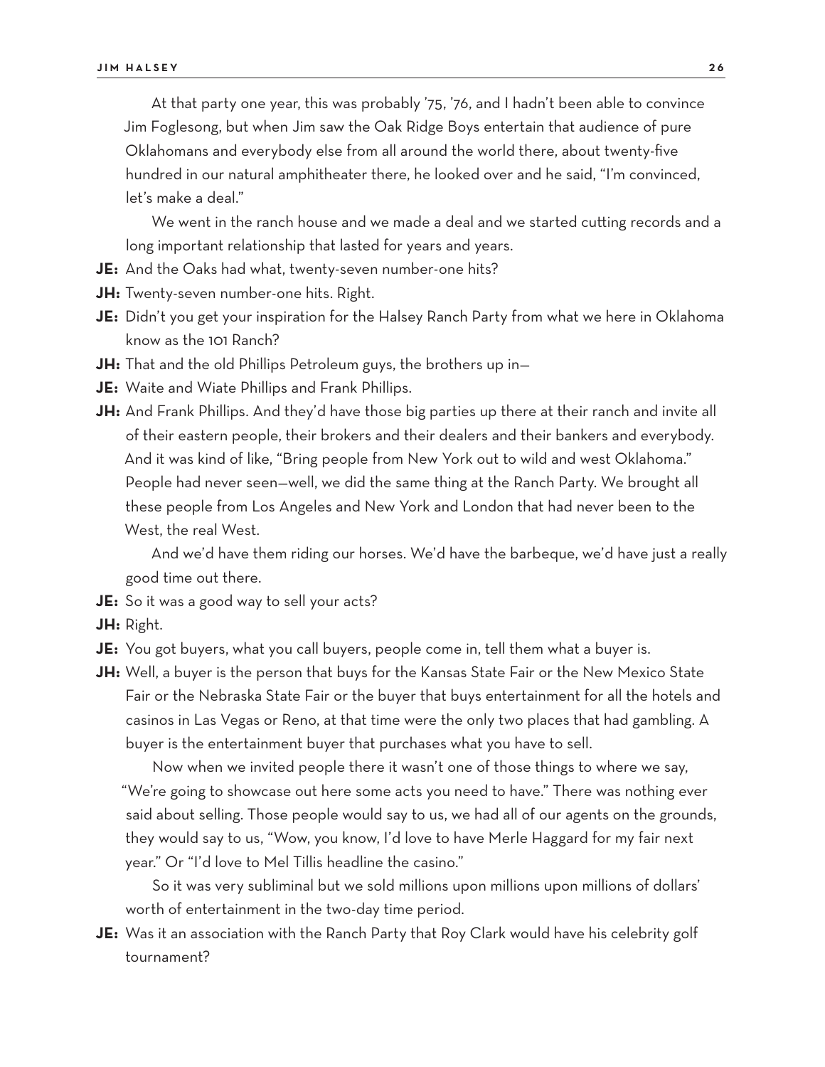At that party one year, this was probably '75, '76, and I hadn't been able to convince Jim Foglesong, but when Jim saw the Oak Ridge Boys entertain that audience of pure Oklahomans and everybody else from all around the world there, about twenty-five hundred in our natural amphitheater there, he looked over and he said, "I'm convinced, let's make a deal."

We went in the ranch house and we made a deal and we started cutting records and a long important relationship that lasted for years and years.

**JE:** And the Oaks had what, twenty-seven number-one hits?

**JH:** Twenty-seven number-one hits. Right.

**JE:** Didn't you get your inspiration for the Halsey Ranch Party from what we here in Oklahoma know as the 101 Ranch?

**JH:** That and the old Phillips Petroleum guys, the brothers up in—

**JE:** Waite and Wiate Phillips and Frank Phillips.

**JH:** And Frank Phillips. And they'd have those big parties up there at their ranch and invite all of their eastern people, their brokers and their dealers and their bankers and everybody. And it was kind of like, "Bring people from New York out to wild and west Oklahoma." People had never seen—well, we did the same thing at the Ranch Party. We brought all these people from Los Angeles and New York and London that had never been to the West, the real West.

And we'd have them riding our horses. We'd have the barbeque, we'd have just a really good time out there.

**JE:** So it was a good way to sell your acts?

**JH:** Right.

**JE:** You got buyers, what you call buyers, people come in, tell them what a buyer is.

**JH:** Well, a buyer is the person that buys for the Kansas State Fair or the New Mexico State Fair or the Nebraska State Fair or the buyer that buys entertainment for all the hotels and casinos in Las Vegas or Reno, at that time were the only two places that had gambling. A buyer is the entertainment buyer that purchases what you have to sell.

Now when we invited people there it wasn't one of those things to where we say, "We're going to showcase out here some acts you need to have." There was nothing ever said about selling. Those people would say to us, we had all of our agents on the grounds, they would say to us, "Wow, you know, I'd love to have Merle Haggard for my fair next year." Or "I'd love to Mel Tillis headline the casino."

So it was very subliminal but we sold millions upon millions upon millions of dollars' worth of entertainment in the two-day time period.

**JE:** Was it an association with the Ranch Party that Roy Clark would have his celebrity golf tournament?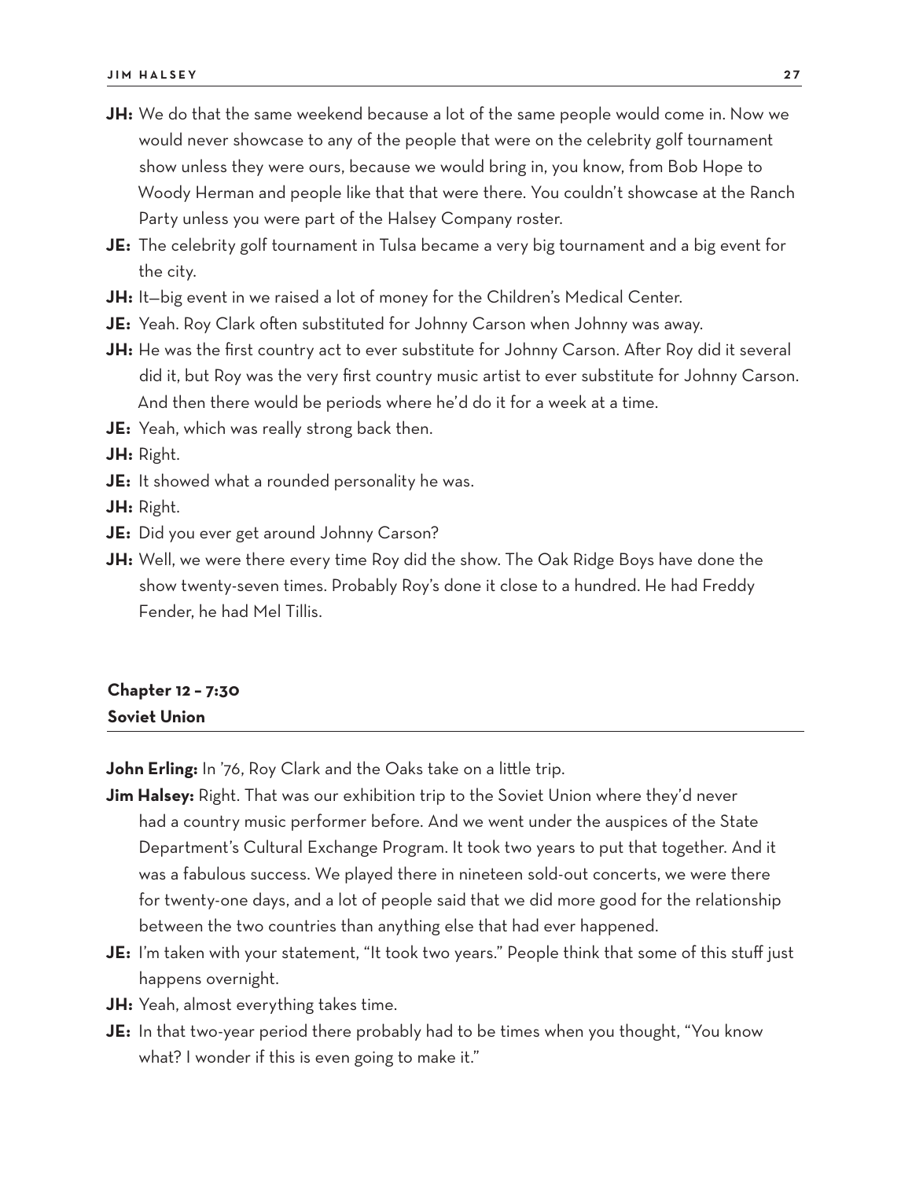**JH:** We do that the same weekend because a lot of the same people would come in. Now we would never showcase to any of the people that were on the celebrity golf tournament show unless they were ours, because we would bring in, you know, from Bob Hope to Woody Herman and people like that that were there. You couldn't showcase at the Ranch Party unless you were part of the Halsey Company roster.

**JE:** The celebrity golf tournament in Tulsa became a very big tournament and a big event for the city.

**JH:** It—big event in we raised a lot of money for the Children's Medical Center.

**JE:** Yeah. Roy Clark often substituted for Johnny Carson when Johnny was away.

**JH:** He was the first country act to ever substitute for Johnny Carson. After Roy did it several did it, but Roy was the very first country music artist to ever substitute for Johnny Carson. And then there would be periods where he'd do it for a week at a time.

**JE:** Yeah, which was really strong back then.

**JH:** Right.

**JE:** It showed what a rounded personality he was.

**JH:** Right.

**JE:** Did you ever get around Johnny Carson?

**JH:** Well, we were there every time Roy did the show. The Oak Ridge Boys have done the show twenty-seven times. Probably Roy's done it close to a hundred. He had Freddy Fender, he had Mel Tillis.

## Chapter 12 – 7:30
## Soviet Union

**John Erling:** In '76, Roy Clark and the Oaks take on a little trip.

**Jim Halsey:** Right. That was our exhibition trip to the Soviet Union where they'd never had a country music performer before. And we went under the auspices of the State Department's Cultural Exchange Program. It took two years to put that together. And it was a fabulous success. We played there in nineteen sold-out concerts, we were there for twenty-one days, and a lot of people said that we did more good for the relationship between the two countries than anything else that had ever happened.

**JE:** I'm taken with your statement, "It took two years." People think that some of this stuff just happens overnight.

**JH:** Yeah, almost everything takes time.

**JE:** In that two-year period there probably had to be times when you thought, "You know what? I wonder if this is even going to make it."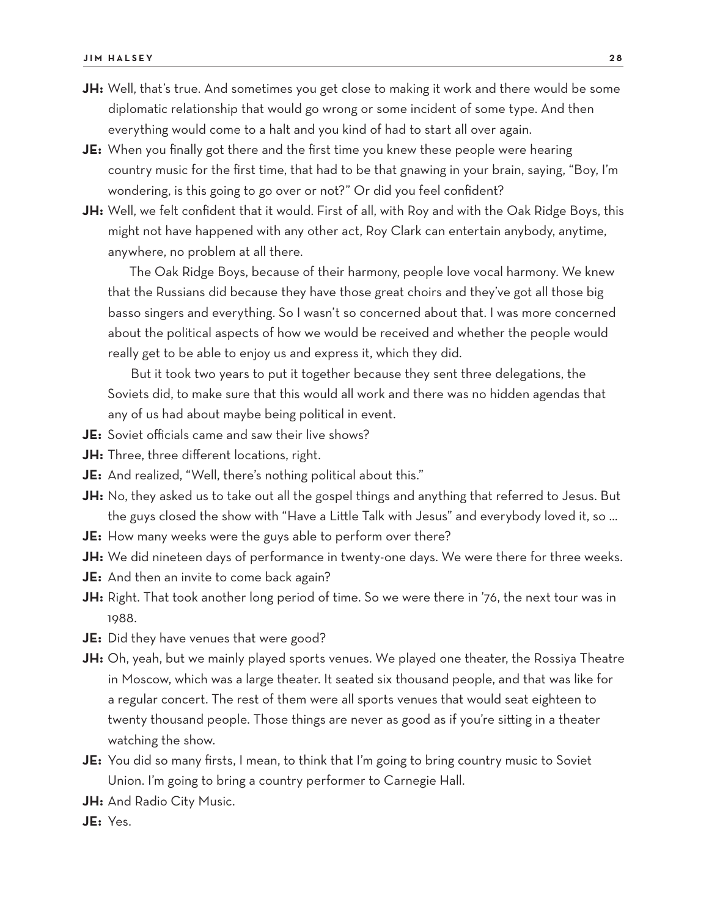**JH:** Well, that's true. And sometimes you get close to making it work and there would be some diplomatic relationship that would go wrong or some incident of some type. And then everything would come to a halt and you kind of had to start all over again.

**JE:** When you finally got there and the first time you knew these people were hearing country music for the first time, that had to be that gnawing in your brain, saying, "Boy, I'm wondering, is this going to go over or not?" Or did you feel confident?

**JH:** Well, we felt confident that it would. First of all, with Roy and with the Oak Ridge Boys, this might not have happened with any other act, Roy Clark can entertain anybody, anytime, anywhere, no problem at all there.

The Oak Ridge Boys, because of their harmony, people love vocal harmony. We knew that the Russians did because they have those great choirs and they've got all those big basso singers and everything. So I wasn't so concerned about that. I was more concerned about the political aspects of how we would be received and whether the people would really get to be able to enjoy us and express it, which they did.

But it took two years to put it together because they sent three delegations, the Soviets did, to make sure that this would all work and there was no hidden agendas that any of us had about maybe being political in event.

**JE:** Soviet officials came and saw their live shows?

**JH:** Three, three different locations, right.

**JE:** And realized, "Well, there's nothing political about this."

**JH:** No, they asked us to take out all the gospel things and anything that referred to Jesus. But the guys closed the show with "Have a Little Talk with Jesus" and everybody loved it, so ...

**JE:** How many weeks were the guys able to perform over there?

**JH:** We did nineteen days of performance in twenty-one days. We were there for three weeks.

**JE:** And then an invite to come back again?

**JH:** Right. That took another long period of time. So we were there in '76, the next tour was in 1988.

**JE:** Did they have venues that were good?

**JH:** Oh, yeah, but we mainly played sports venues. We played one theater, the Rossiya Theatre in Moscow, which was a large theater. It seated six thousand people, and that was like for a regular concert. The rest of them were all sports venues that would seat eighteen to twenty thousand people. Those things are never as good as if you're sitting in a theater watching the show.

**JE:** You did so many firsts, I mean, to think that I'm going to bring country music to Soviet Union. I'm going to bring a country performer to Carnegie Hall.

**JH:** And Radio City Music.

**JE:** Yes.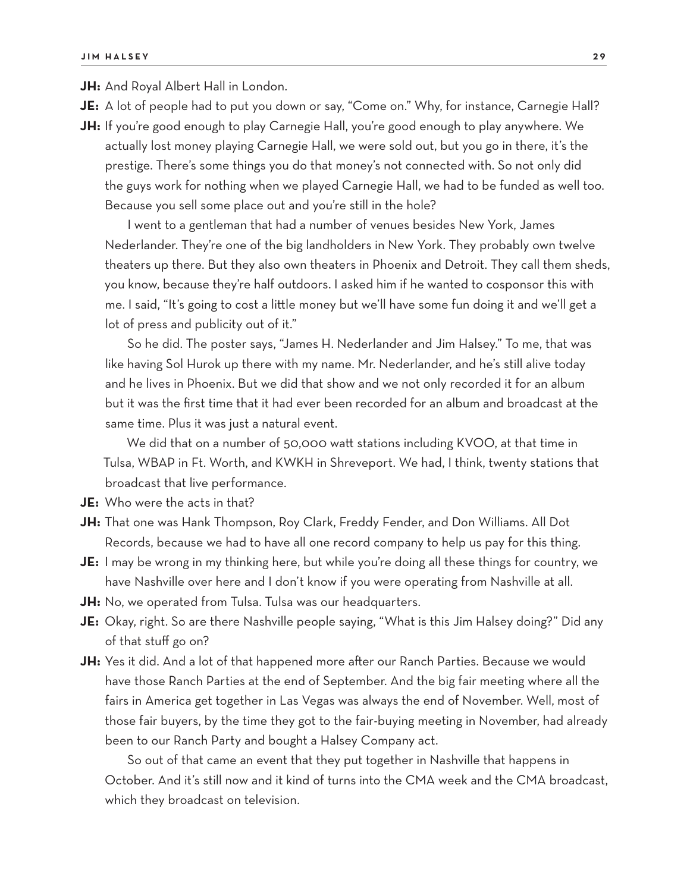**JH:** And Royal Albert Hall in London.

**JE:** A lot of people had to put you down or say, "Come on." Why, for instance, Carnegie Hall?

**JH:** If you're good enough to play Carnegie Hall, you're good enough to play anywhere. We actually lost money playing Carnegie Hall, we were sold out, but you go in there, it's the prestige. There's some things you do that money's not connected with. So not only did the guys work for nothing when we played Carnegie Hall, we had to be funded as well too. Because you sell some place out and you're still in the hole?

I went to a gentleman that had a number of venues besides New York, James Nederlander. They're one of the big landholders in New York. They probably own twelve theaters up there. But they also own theaters in Phoenix and Detroit. They call them sheds, you know, because they're half outdoors. I asked him if he wanted to cosponsor this with me. I said, "It's going to cost a little money but we'll have some fun doing it and we'll get a lot of press and publicity out of it."

So he did. The poster says, "James H. Nederlander and Jim Halsey." To me, that was like having Sol Hurok up there with my name. Mr. Nederlander, and he's still alive today and he lives in Phoenix. But we did that show and we not only recorded it for an album but it was the first time that it had ever been recorded for an album and broadcast at the same time. Plus it was just a natural event.

We did that on a number of 50,000 watt stations including KVOO, at that time in Tulsa, WBAP in Ft. Worth, and KWKH in Shreveport. We had, I think, twenty stations that broadcast that live performance.

**JE:** Who were the acts in that?

**JH:** That one was Hank Thompson, Roy Clark, Freddy Fender, and Don Williams. All Dot Records, because we had to have all one record company to help us pay for this thing.

**JE:** I may be wrong in my thinking here, but while you're doing all these things for country, we have Nashville over here and I don't know if you were operating from Nashville at all.

**JH:** No, we operated from Tulsa. Tulsa was our headquarters.

**JE:** Okay, right. So are there Nashville people saying, "What is this Jim Halsey doing?" Did any of that stuff go on?

**JH:** Yes it did. And a lot of that happened more after our Ranch Parties. Because we would have those Ranch Parties at the end of September. And the big fair meeting where all the fairs in America get together in Las Vegas was always the end of November. Well, most of those fair buyers, by the time they got to the fair-buying meeting in November, had already been to our Ranch Party and bought a Halsey Company act.

So out of that came an event that they put together in Nashville that happens in October. And it's still now and it kind of turns into the CMA week and the CMA broadcast, which they broadcast on television.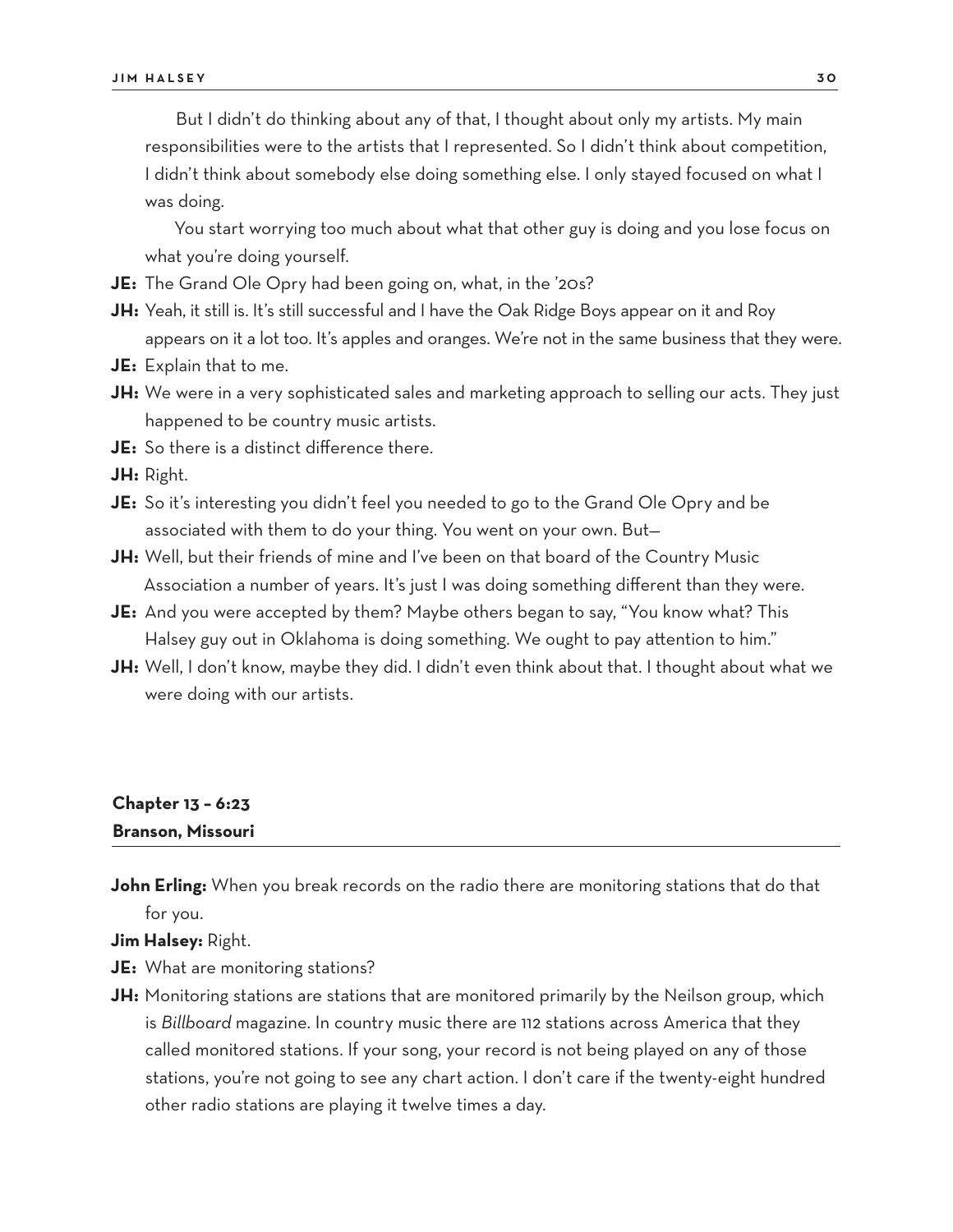But I didn't do thinking about any of that, I thought about only my artists. My main responsibilities were to the artists that I represented. So I didn't think about competition, I didn't think about somebody else doing something else. I only stayed focused on what I was doing.

You start worrying too much about what that other guy is doing and you lose focus on what you're doing yourself.

**JE:** The Grand Ole Opry had been going on, what, in the '20s?

**JH:** Yeah, it still is. It's still successful and I have the Oak Ridge Boys appear on it and Roy appears on it a lot too. It's apples and oranges. We're not in the same business that they were.

**JE:** Explain that to me.

**JH:** We were in a very sophisticated sales and marketing approach to selling our acts. They just happened to be country music artists.

**JE:** So there is a distinct difference there.

**JH:** Right.

**JE:** So it's interesting you didn't feel you needed to go to the Grand Ole Opry and be associated with them to do your thing. You went on your own. But—

**JH:** Well, but their friends of mine and I've been on that board of the Country Music Association a number of years. It's just I was doing something different than they were.

**JE:** And you were accepted by them? Maybe others began to say, "You know what? This Halsey guy out in Oklahoma is doing something. We ought to pay attention to him."

**JH:** Well, I don't know, maybe they did. I didn't even think about that. I thought about what we were doing with our artists.

## Chapter 13 – 6:23
## Branson, Missouri

**John Erling:** When you break records on the radio there are monitoring stations that do that for you.

**Jim Halsey:** Right.

**JE:** What are monitoring stations?

**JH:** Monitoring stations are stations that are monitored primarily by the Neilson group, which is *Billboard* magazine. In country music there are 112 stations across America that they called monitored stations. If your song, your record is not being played on any of those stations, you're not going to see any chart action. I don't care if the twenty-eight hundred other radio stations are playing it twelve times a day.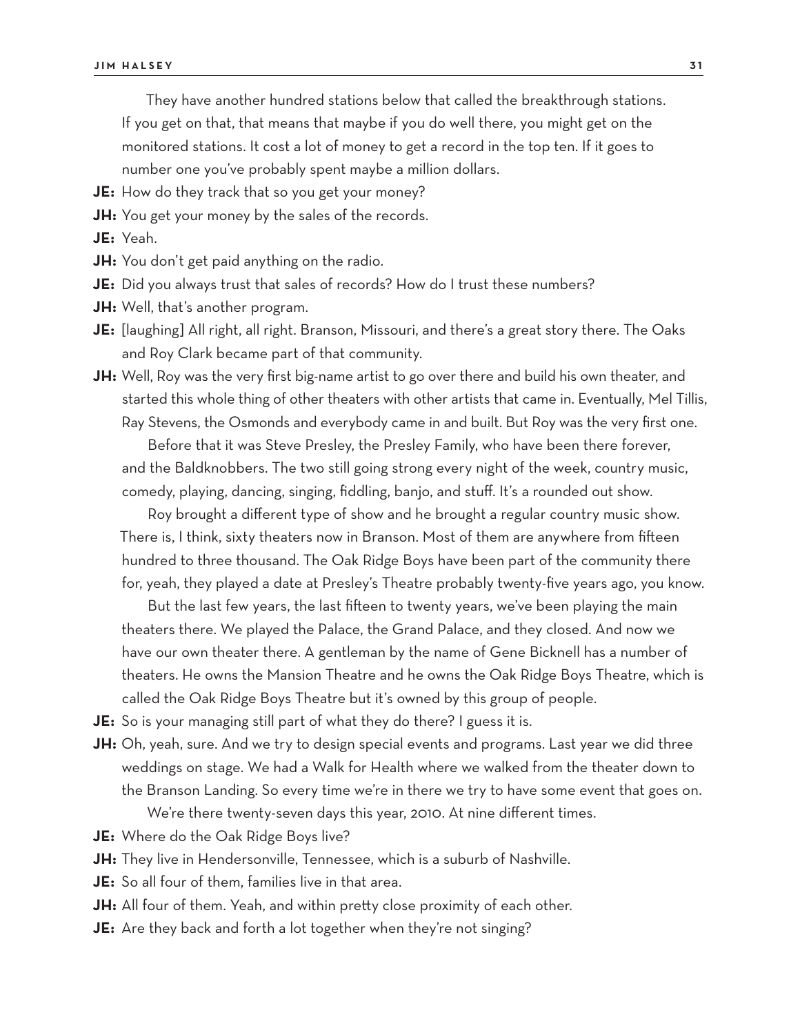They have another hundred stations below that called the breakthrough stations. If you get on that, that means that maybe if you do well there, you might get on the monitored stations. It cost a lot of money to get a record in the top ten. If it goes to number one you've probably spent maybe a million dollars.

**JE:** How do they track that so you get your money?

**JH:** You get your money by the sales of the records.

**JE:** Yeah.

**JH:** You don't get paid anything on the radio.

**JE:** Did you always trust that sales of records? How do I trust these numbers?

**JH:** Well, that's another program.

**JE:** [laughing] All right, all right. Branson, Missouri, and there's a great story there. The Oaks and Roy Clark became part of that community.

**JH:** Well, Roy was the very first big-name artist to go over there and build his own theater, and started this whole thing of other theaters with other artists that came in. Eventually, Mel Tillis, Ray Stevens, the Osmonds and everybody came in and built. But Roy was the very first one.

Before that it was Steve Presley, the Presley Family, who have been there forever, and the Baldknobbers. The two still going strong every night of the week, country music, comedy, playing, dancing, singing, fiddling, banjo, and stuff. It's a rounded out show.

Roy brought a different type of show and he brought a regular country music show. There is, I think, sixty theaters now in Branson. Most of them are anywhere from fifteen hundred to three thousand. The Oak Ridge Boys have been part of the community there for, yeah, they played a date at Presley's Theatre probably twenty-five years ago, you know.

But the last few years, the last fifteen to twenty years, we've been playing the main theaters there. We played the Palace, the Grand Palace, and they closed. And now we have our own theater there. A gentleman by the name of Gene Bicknell has a number of theaters. He owns the Mansion Theatre and he owns the Oak Ridge Boys Theatre, which is called the Oak Ridge Boys Theatre but it's owned by this group of people.

**JE:** So is your managing still part of what they do there? I guess it is.

**JH:** Oh, yeah, sure. And we try to design special events and programs. Last year we did three weddings on stage. We had a Walk for Health where we walked from the theater down to the Branson Landing. So every time we're in there we try to have some event that goes on.

We're there twenty-seven days this year, 2010. At nine different times.

**JE:** Where do the Oak Ridge Boys live?

**JH:** They live in Hendersonville, Tennessee, which is a suburb of Nashville.

**JE:** So all four of them, families live in that area.

**JH:** All four of them. Yeah, and within pretty close proximity of each other.

**JE:** Are they back and forth a lot together when they're not singing?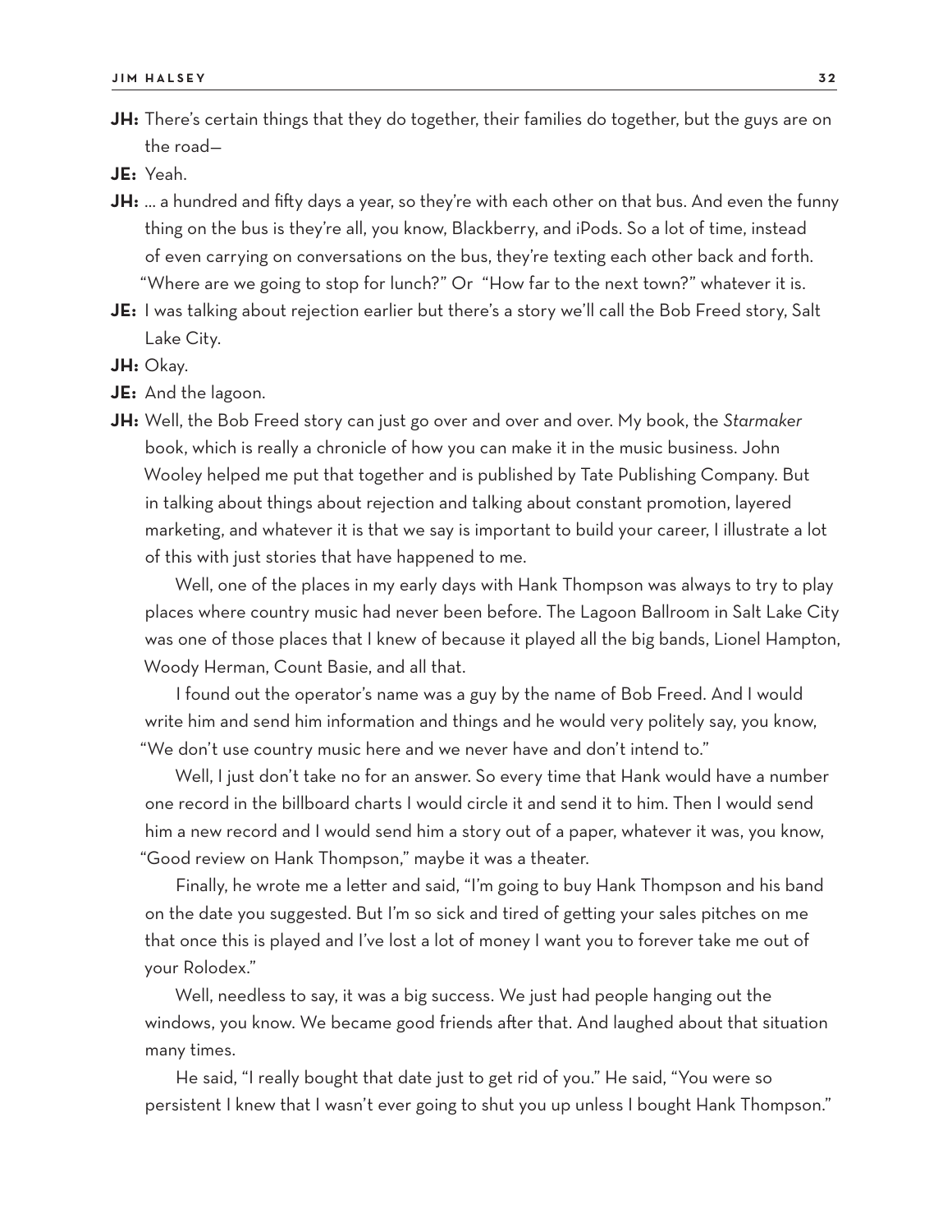**JH:** There's certain things that they do together, their families do together, but the guys are on the road—

**JE:** Yeah.

**JH:** ... a hundred and fifty days a year, so they're with each other on that bus. And even the funny thing on the bus is they're all, you know, Blackberry, and iPods. So a lot of time, instead of even carrying on conversations on the bus, they're texting each other back and forth. "Where are we going to stop for lunch?" Or "How far to the next town?" whatever it is.

**JE:** I was talking about rejection earlier but there's a story we'll call the Bob Freed story, Salt Lake City.

**JH:** Okay.

**JE:** And the lagoon.

**JH:** Well, the Bob Freed story can just go over and over and over. My book, the *Starmaker* book, which is really a chronicle of how you can make it in the music business. John Wooley helped me put that together and is published by Tate Publishing Company. But in talking about things about rejection and talking about constant promotion, layered marketing, and whatever it is that we say is important to build your career, I illustrate a lot of this with just stories that have happened to me.

Well, one of the places in my early days with Hank Thompson was always to try to play places where country music had never been before. The Lagoon Ballroom in Salt Lake City was one of those places that I knew of because it played all the big bands, Lionel Hampton, Woody Herman, Count Basie, and all that.

I found out the operator's name was a guy by the name of Bob Freed. And I would write him and send him information and things and he would very politely say, you know, "We don't use country music here and we never have and don't intend to."

Well, I just don't take no for an answer. So every time that Hank would have a number one record in the billboard charts I would circle it and send it to him. Then I would send him a new record and I would send him a story out of a paper, whatever it was, you know, "Good review on Hank Thompson," maybe it was a theater.

Finally, he wrote me a letter and said, "I'm going to buy Hank Thompson and his band on the date you suggested. But I'm so sick and tired of getting your sales pitches on me that once this is played and I've lost a lot of money I want you to forever take me out of your Rolodex."

Well, needless to say, it was a big success. We just had people hanging out the windows, you know. We became good friends after that. And laughed about that situation many times.

He said, "I really bought that date just to get rid of you." He said, "You were so persistent I knew that I wasn't ever going to shut you up unless I bought Hank Thompson."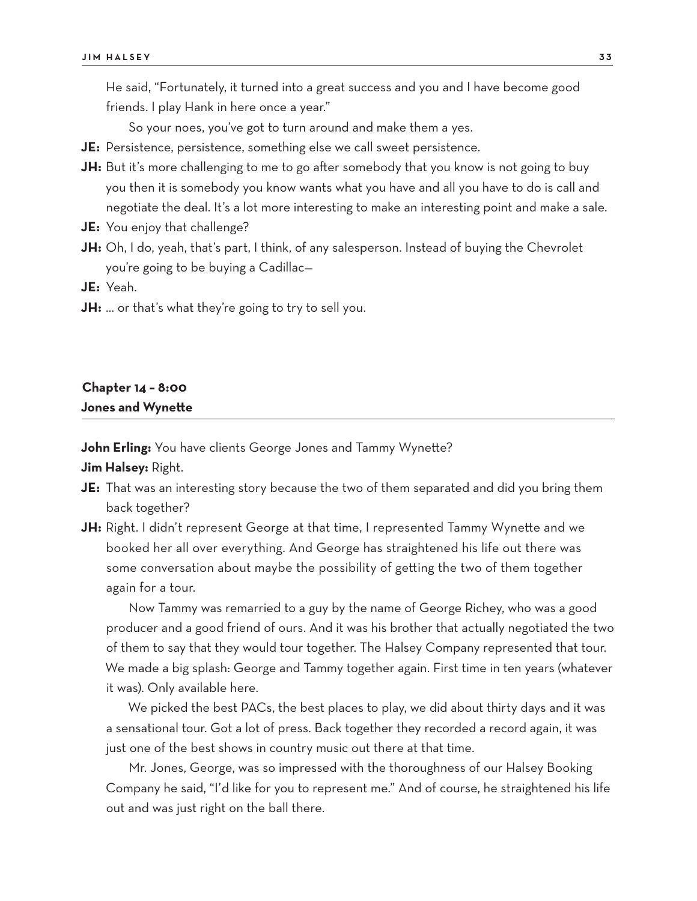He said, "Fortunately, it turned into a great success and you and I have become good friends. I play Hank in here once a year."

So your noes, you've got to turn around and make them a yes.

**JE:** Persistence, persistence, something else we call sweet persistence.

**JH:** But it's more challenging to me to go after somebody that you know is not going to buy you then it is somebody you know wants what you have and all you have to do is call and negotiate the deal. It's a lot more interesting to make an interesting point and make a sale.

**JE:** You enjoy that challenge?

**JH:** Oh, I do, yeah, that's part, I think, of any salesperson. Instead of buying the Chevrolet you're going to be buying a Cadillac—

**JE:** Yeah.

**JH:** ... or that's what they're going to try to sell you.

## Chapter 14 – 8:00
## Jones and Wynette

**John Erling:** You have clients George Jones and Tammy Wynette?

**Jim Halsey:** Right.

**JE:** That was an interesting story because the two of them separated and did you bring them back together?

**JH:** Right. I didn't represent George at that time, I represented Tammy Wynette and we booked her all over everything. And George has straightened his life out there was some conversation about maybe the possibility of getting the two of them together again for a tour.

Now Tammy was remarried to a guy by the name of George Richey, who was a good producer and a good friend of ours. And it was his brother that actually negotiated the two of them to say that they would tour together. The Halsey Company represented that tour. We made a big splash: George and Tammy together again. First time in ten years (whatever it was). Only available here.

We picked the best PACs, the best places to play, we did about thirty days and it was a sensational tour. Got a lot of press. Back together they recorded a record again, it was just one of the best shows in country music out there at that time.

Mr. Jones, George, was so impressed with the thoroughness of our Halsey Booking Company he said, "I'd like for you to represent me." And of course, he straightened his life out and was just right on the ball there.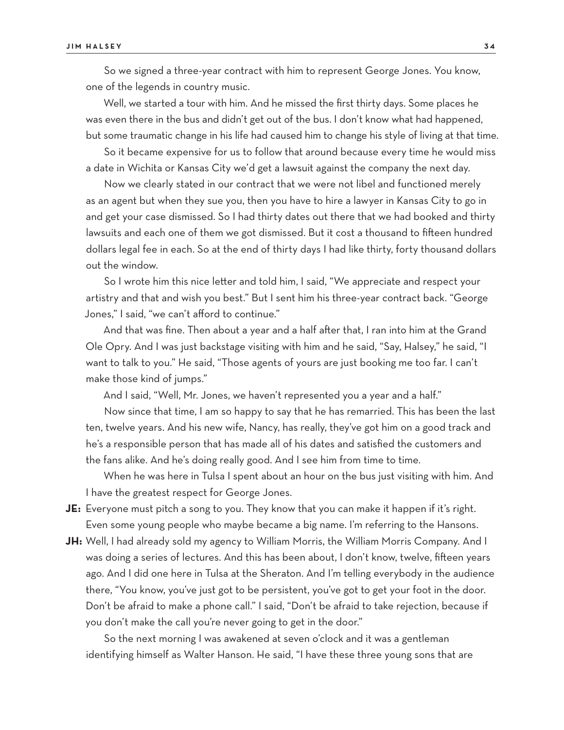So we signed a three-year contract with him to represent George Jones. You know, one of the legends in country music.

Well, we started a tour with him. And he missed the first thirty days. Some places he was even there in the bus and didn't get out of the bus. I don't know what had happened, but some traumatic change in his life had caused him to change his style of living at that time.

So it became expensive for us to follow that around because every time he would miss a date in Wichita or Kansas City we'd get a lawsuit against the company the next day.

Now we clearly stated in our contract that we were not libel and functioned merely as an agent but when they sue you, then you have to hire a lawyer in Kansas City to go in and get your case dismissed. So I had thirty dates out there that we had booked and thirty lawsuits and each one of them we got dismissed. But it cost a thousand to fifteen hundred dollars legal fee in each. So at the end of thirty days I had like thirty, forty thousand dollars out the window.

So I wrote him this nice letter and told him, I said, "We appreciate and respect your artistry and that and wish you best." But I sent him his three-year contract back. "George Jones," I said, "we can't afford to continue."

And that was fine. Then about a year and a half after that, I ran into him at the Grand Ole Opry. And I was just backstage visiting with him and he said, "Say, Halsey," he said, "I want to talk to you." He said, "Those agents of yours are just booking me too far. I can't make those kind of jumps."

And I said, "Well, Mr. Jones, we haven't represented you a year and a half."

Now since that time, I am so happy to say that he has remarried. This has been the last ten, twelve years. And his new wife, Nancy, has really, they've got him on a good track and he's a responsible person that has made all of his dates and satisfied the customers and the fans alike. And he's doing really good. And I see him from time to time.

When he was here in Tulsa I spent about an hour on the bus just visiting with him. And I have the greatest respect for George Jones.

**JE:** Everyone must pitch a song to you. They know that you can make it happen if it's right. Even some young people who maybe became a big name. I'm referring to the Hansons.

**JH:** Well, I had already sold my agency to William Morris, the William Morris Company. And I was doing a series of lectures. And this has been about, I don't know, twelve, fifteen years ago. And I did one here in Tulsa at the Sheraton. And I'm telling everybody in the audience there, "You know, you've just got to be persistent, you've got to get your foot in the door. Don't be afraid to make a phone call." I said, "Don't be afraid to take rejection, because if you don't make the call you're never going to get in the door."

So the next morning I was awakened at seven o'clock and it was a gentleman identifying himself as Walter Hanson. He said, "I have these three young sons that are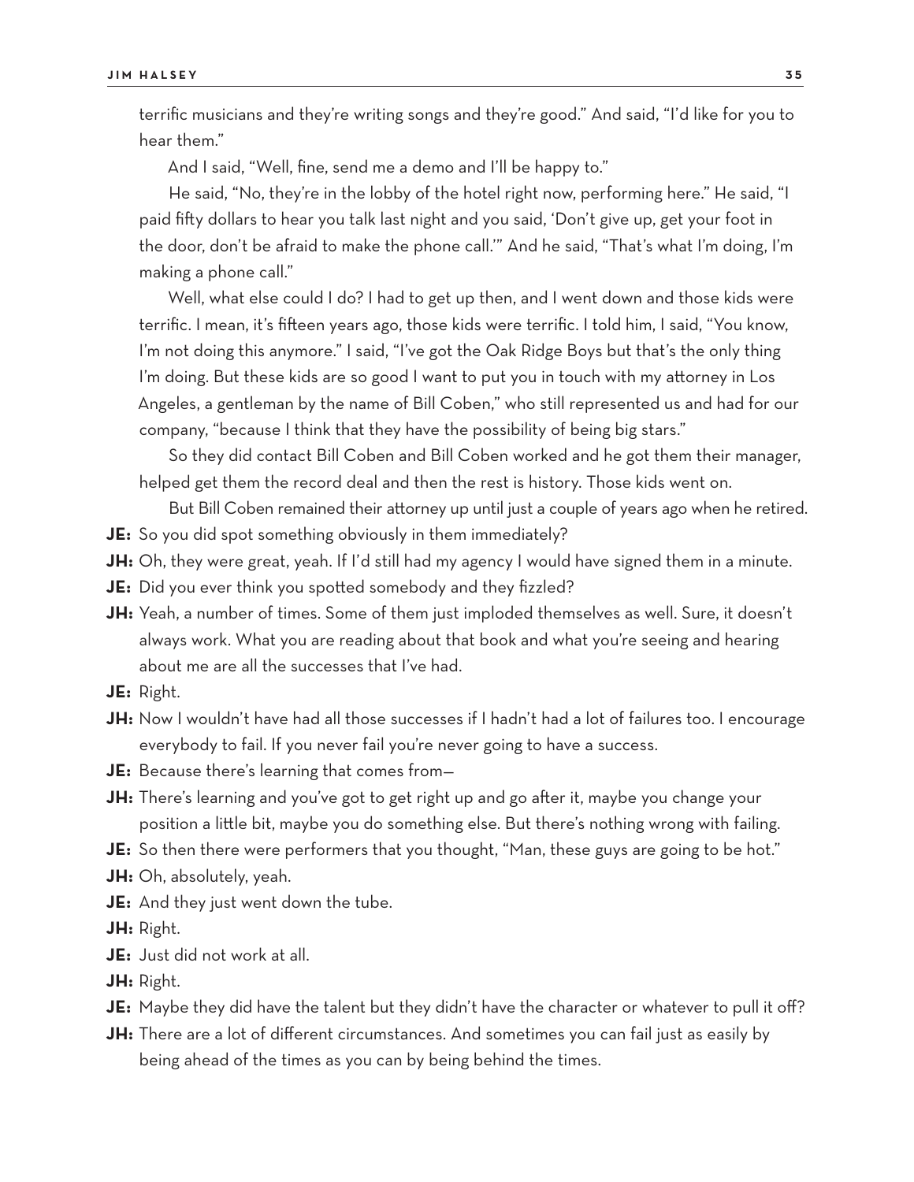terrific musicians and they're writing songs and they're good." And said, "I'd like for you to hear them."

And I said, "Well, fine, send me a demo and I'll be happy to."

He said, "No, they're in the lobby of the hotel right now, performing here." He said, "I paid fifty dollars to hear you talk last night and you said, 'Don't give up, get your foot in the door, don't be afraid to make the phone call.'" And he said, "That's what I'm doing, I'm making a phone call."

Well, what else could I do? I had to get up then, and I went down and those kids were terrific. I mean, it's fifteen years ago, those kids were terrific. I told him, I said, "You know, I'm not doing this anymore." I said, "I've got the Oak Ridge Boys but that's the only thing I'm doing. But these kids are so good I want to put you in touch with my attorney in Los Angeles, a gentleman by the name of Bill Coben," who still represented us and had for our company, "because I think that they have the possibility of being big stars."

So they did contact Bill Coben and Bill Coben worked and he got them their manager, helped get them the record deal and then the rest is history. Those kids went on.

But Bill Coben remained their attorney up until just a couple of years ago when he retired.

**JE:** So you did spot something obviously in them immediately?

**JH:** Oh, they were great, yeah. If I'd still had my agency I would have signed them in a minute.

**JE:** Did you ever think you spotted somebody and they fizzled?

**JH:** Yeah, a number of times. Some of them just imploded themselves as well. Sure, it doesn't always work. What you are reading about that book and what you're seeing and hearing about me are all the successes that I've had.

**JE:** Right.

**JH:** Now I wouldn't have had all those successes if I hadn't had a lot of failures too. I encourage everybody to fail. If you never fail you're never going to have a success.

**JE:** Because there's learning that comes from—

**JH:** There's learning and you've got to get right up and go after it, maybe you change your position a little bit, maybe you do something else. But there's nothing wrong with failing.

**JE:** So then there were performers that you thought, "Man, these guys are going to be hot."

**JH:** Oh, absolutely, yeah.

**JE:** And they just went down the tube.

**JH:** Right.

**JE:** Just did not work at all.

**JH:** Right.

**JE:** Maybe they did have the talent but they didn't have the character or whatever to pull it off?

**JH:** There are a lot of different circumstances. And sometimes you can fail just as easily by being ahead of the times as you can by being behind the times.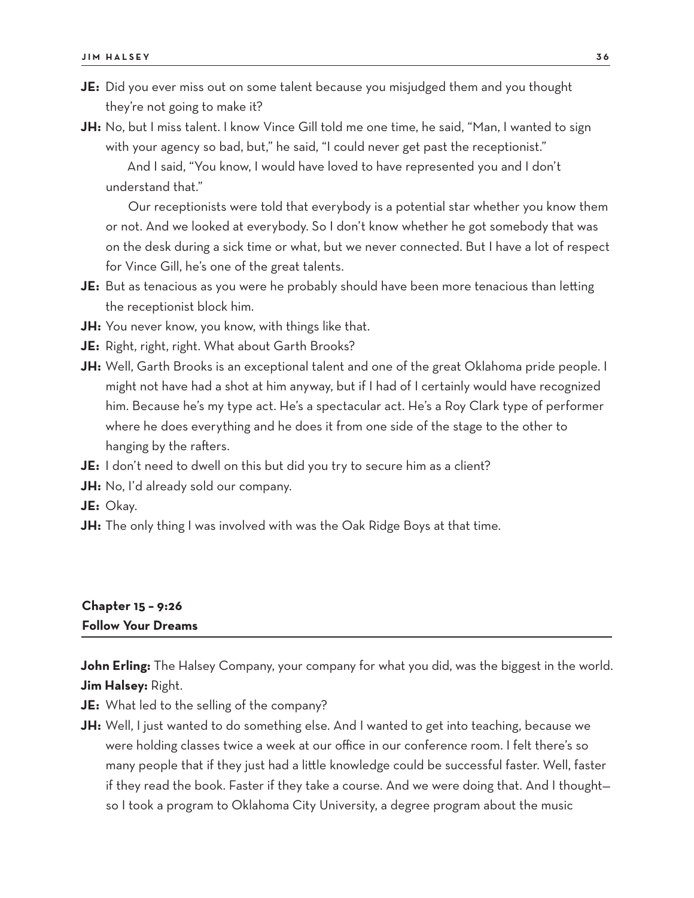**JE:** Did you ever miss out on some talent because you misjudged them and you thought they're not going to make it?

**JH:** No, but I miss talent. I know Vince Gill told me one time, he said, "Man, I wanted to sign with your agency so bad, but," he said, "I could never get past the receptionist."

And I said, "You know, I would have loved to have represented you and I don't understand that."

Our receptionists were told that everybody is a potential star whether you know them or not. And we looked at everybody. So I don't know whether he got somebody that was on the desk during a sick time or what, but we never connected. But I have a lot of respect for Vince Gill, he's one of the great talents.

**JE:** But as tenacious as you were he probably should have been more tenacious than letting the receptionist block him.

**JH:** You never know, you know, with things like that.

**JE:** Right, right, right. What about Garth Brooks?

**JH:** Well, Garth Brooks is an exceptional talent and one of the great Oklahoma pride people. I might not have had a shot at him anyway, but if I had of I certainly would have recognized him. Because he's my type act. He's a spectacular act. He's a Roy Clark type of performer where he does everything and he does it from one side of the stage to the other to hanging by the rafters.

**JE:** I don't need to dwell on this but did you try to secure him as a client?

**JH:** No, I'd already sold our company.

**JE:** Okay.

**JH:** The only thing I was involved with was the Oak Ridge Boys at that time.

## Chapter 15 – 9:26
## Follow Your Dreams

**John Erling:** The Halsey Company, your company for what you did, was the biggest in the world.

**Jim Halsey:** Right.

**JE:** What led to the selling of the company?

**JH:** Well, I just wanted to do something else. And I wanted to get into teaching, because we were holding classes twice a week at our office in our conference room. I felt there's so many people that if they just had a little knowledge could be successful faster. Well, faster if they read the book. Faster if they take a course. And we were doing that. And I thought—so I took a program to Oklahoma City University, a degree program about the music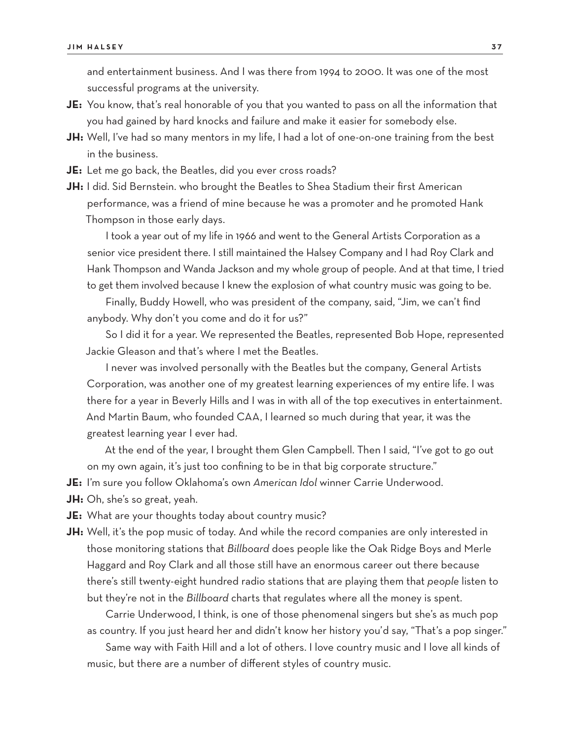and entertainment business. And I was there from 1994 to 2000. It was one of the most successful programs at the university.

**JE:** You know, that's real honorable of you that you wanted to pass on all the information that you had gained by hard knocks and failure and make it easier for somebody else.

**JH:** Well, I've had so many mentors in my life, I had a lot of one-on-one training from the best in the business.

**JE:** Let me go back, the Beatles, did you ever cross roads?

**JH:** I did. Sid Bernstein. who brought the Beatles to Shea Stadium their first American performance, was a friend of mine because he was a promoter and he promoted Hank Thompson in those early days.

I took a year out of my life in 1966 and went to the General Artists Corporation as a senior vice president there. I still maintained the Halsey Company and I had Roy Clark and Hank Thompson and Wanda Jackson and my whole group of people. And at that time, I tried to get them involved because I knew the explosion of what country music was going to be.

Finally, Buddy Howell, who was president of the company, said, "Jim, we can't find anybody. Why don't you come and do it for us?"

So I did it for a year. We represented the Beatles, represented Bob Hope, represented Jackie Gleason and that's where I met the Beatles.

I never was involved personally with the Beatles but the company, General Artists Corporation, was another one of my greatest learning experiences of my entire life. I was there for a year in Beverly Hills and I was in with all of the top executives in entertainment. And Martin Baum, who founded CAA, I learned so much during that year, it was the greatest learning year I ever had.

At the end of the year, I brought them Glen Campbell. Then I said, "I've got to go out on my own again, it's just too confining to be in that big corporate structure."

**JE:** I'm sure you follow Oklahoma's own *American Idol* winner Carrie Underwood.

**JH:** Oh, she's so great, yeah.

**JE:** What are your thoughts today about country music?

**JH:** Well, it's the pop music of today. And while the record companies are only interested in those monitoring stations that *Billboard* does people like the Oak Ridge Boys and Merle Haggard and Roy Clark and all those still have an enormous career out there because there's still twenty-eight hundred radio stations that are playing them that *people* listen to but they're not in the *Billboard* charts that regulates where all the money is spent.

Carrie Underwood, I think, is one of those phenomenal singers but she's as much pop as country. If you just heard her and didn't know her history you'd say, "That's a pop singer."

Same way with Faith Hill and a lot of others. I love country music and I love all kinds of music, but there are a number of different styles of country music.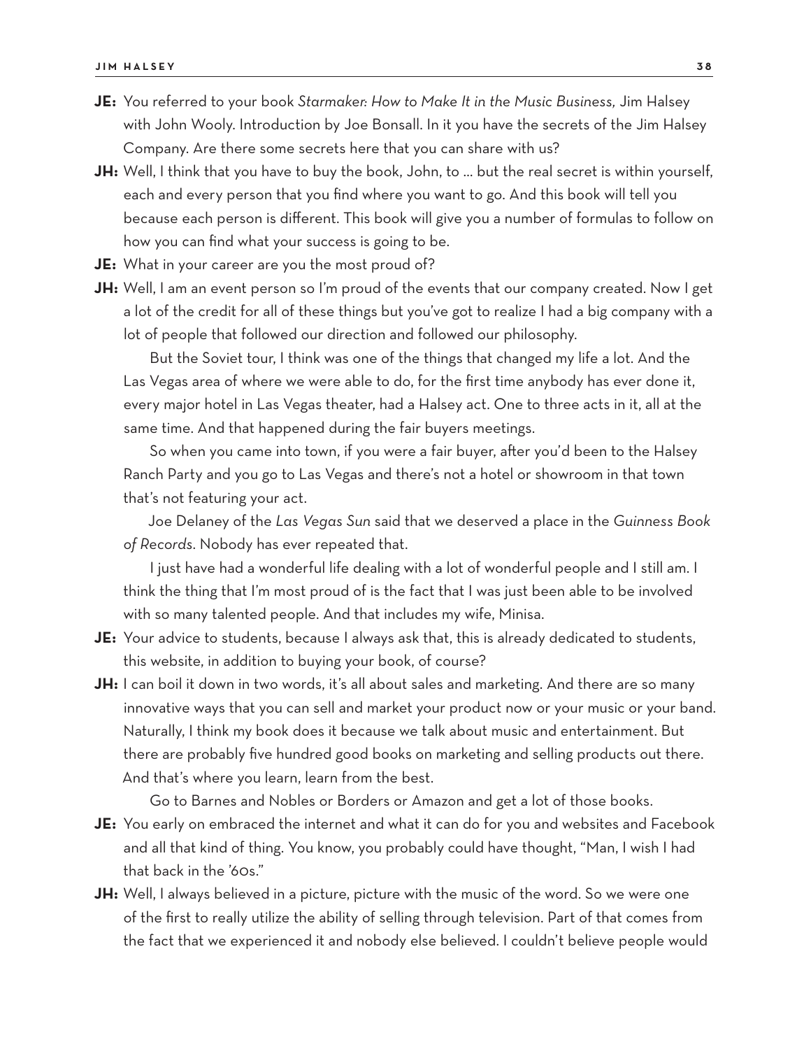**JE:** You referred to your book *Starmaker: How to Make It in the Music Business,* Jim Halsey with John Wooly. Introduction by Joe Bonsall. In it you have the secrets of the Jim Halsey Company. Are there some secrets here that you can share with us?

**JH:** Well, I think that you have to buy the book, John, to … but the real secret is within yourself, each and every person that you find where you want to go. And this book will tell you because each person is different. This book will give you a number of formulas to follow on how you can find what your success is going to be.

**JE:** What in your career are you the most proud of?

**JH:** Well, I am an event person so I'm proud of the events that our company created. Now I get a lot of the credit for all of these things but you've got to realize I had a big company with a lot of people that followed our direction and followed our philosophy.

But the Soviet tour, I think was one of the things that changed my life a lot. And the Las Vegas area of where we were able to do, for the first time anybody has ever done it, every major hotel in Las Vegas theater, had a Halsey act. One to three acts in it, all at the same time. And that happened during the fair buyers meetings.

So when you came into town, if you were a fair buyer, after you'd been to the Halsey Ranch Party and you go to Las Vegas and there's not a hotel or showroom in that town that's not featuring your act.

Joe Delaney of the *Las Vegas Sun* said that we deserved a place in the *Guinness Book of Records*. Nobody has ever repeated that.

I just have had a wonderful life dealing with a lot of wonderful people and I still am. I think the thing that I'm most proud of is the fact that I was just been able to be involved with so many talented people. And that includes my wife, Minisa.

**JE:** Your advice to students, because I always ask that, this is already dedicated to students, this website, in addition to buying your book, of course?

**JH:** I can boil it down in two words, it's all about sales and marketing. And there are so many innovative ways that you can sell and market your product now or your music or your band. Naturally, I think my book does it because we talk about music and entertainment. But there are probably five hundred good books on marketing and selling products out there. And that's where you learn, learn from the best.

Go to Barnes and Nobles or Borders or Amazon and get a lot of those books.

**JE:** You early on embraced the internet and what it can do for you and websites and Facebook and all that kind of thing. You know, you probably could have thought, "Man, I wish I had that back in the '60s."

**JH:** Well, I always believed in a picture, picture with the music of the word. So we were one of the first to really utilize the ability of selling through television. Part of that comes from the fact that we experienced it and nobody else believed. I couldn't believe people would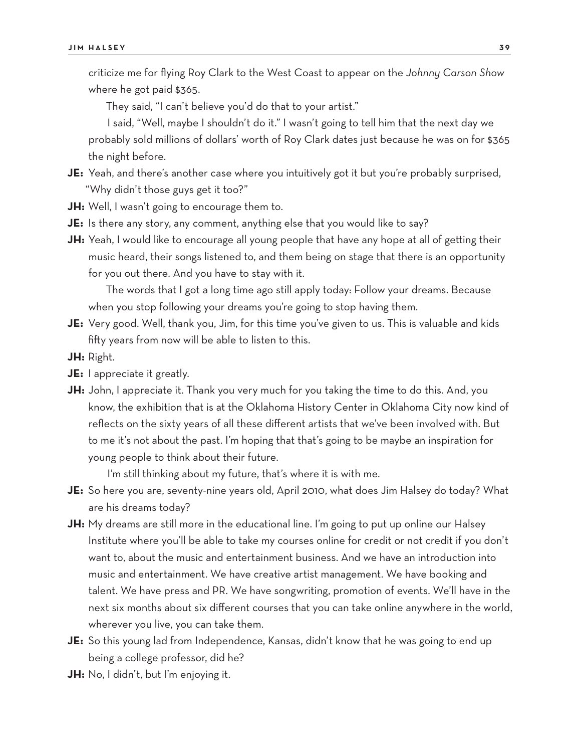criticize me for flying Roy Clark to the West Coast to appear on the *Johnny Carson Show* where he got paid $365.

They said, "I can't believe you'd do that to your artist."

I said, "Well, maybe I shouldn't do it." I wasn't going to tell him that the next day we probably sold millions of dollars' worth of Roy Clark dates just because he was on for $365 the night before.

**JE:** Yeah, and there's another case where you intuitively got it but you're probably surprised, "Why didn't those guys get it too?"

**JH:** Well, I wasn't going to encourage them to.

**JE:** Is there any story, any comment, anything else that you would like to say?

**JH:** Yeah, I would like to encourage all young people that have any hope at all of getting their music heard, their songs listened to, and them being on stage that there is an opportunity for you out there. And you have to stay with it.

The words that I got a long time ago still apply today: Follow your dreams. Because when you stop following your dreams you're going to stop having them.

**JE:** Very good. Well, thank you, Jim, for this time you've given to us. This is valuable and kids fifty years from now will be able to listen to this.

**JH:** Right.

**JE:** I appreciate it greatly.

**JH:** John, I appreciate it. Thank you very much for you taking the time to do this. And, you know, the exhibition that is at the Oklahoma History Center in Oklahoma City now kind of reflects on the sixty years of all these different artists that we've been involved with. But to me it's not about the past. I'm hoping that that's going to be maybe an inspiration for young people to think about their future.

I'm still thinking about my future, that's where it is with me.

**JE:** So here you are, seventy-nine years old, April 2010, what does Jim Halsey do today? What are his dreams today?

**JH:** My dreams are still more in the educational line. I'm going to put up online our Halsey Institute where you'll be able to take my courses online for credit or not credit if you don't want to, about the music and entertainment business. And we have an introduction into music and entertainment. We have creative artist management. We have booking and talent. We have press and PR. We have songwriting, promotion of events. We'll have in the next six months about six different courses that you can take online anywhere in the world, wherever you live, you can take them.

**JE:** So this young lad from Independence, Kansas, didn't know that he was going to end up being a college professor, did he?

**JH:** No, I didn't, but I'm enjoying it.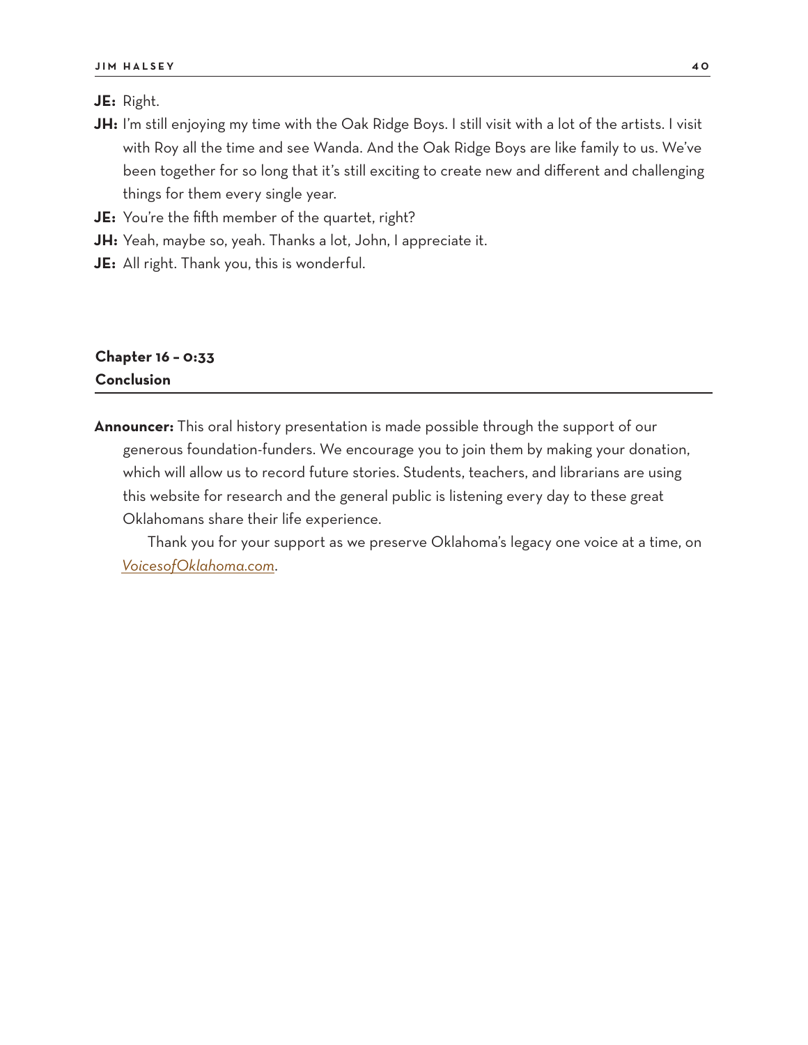**JE:** Right.

**JH:** I'm still enjoying my time with the Oak Ridge Boys. I still visit with a lot of the artists. I visit with Roy all the time and see Wanda. And the Oak Ridge Boys are like family to us. We've been together for so long that it's still exciting to create new and different and challenging things for them every single year.

**JE:** You're the fifth member of the quartet, right?

**JH:** Yeah, maybe so, yeah. Thanks a lot, John, I appreciate it.

**JE:** All right. Thank you, this is wonderful.

## Chapter 16 – 0:33
## Conclusion

**Announcer:** This oral history presentation is made possible through the support of our generous foundation-funders. We encourage you to join them by making your donation, which will allow us to record future stories. Students, teachers, and librarians are using this website for research and the general public is listening every day to these great Oklahomans share their life experience.

Thank you for your support as we preserve Oklahoma's legacy one voice at a time, on *VoicesofOklahoma.com*.